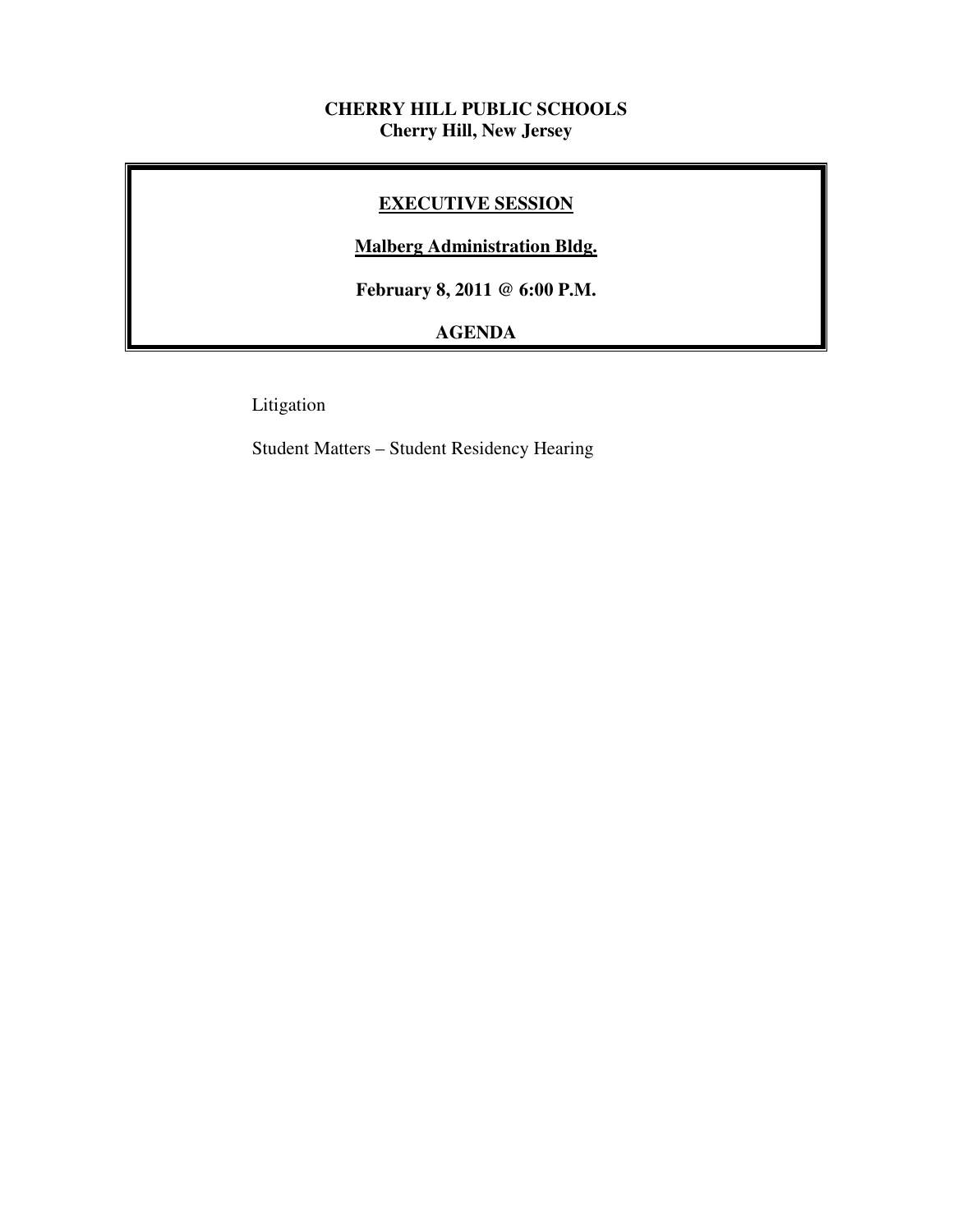**CHERRY HILL PUBLIC SCHOOLS**
**Cherry Hill, New Jersey**

## EXECUTIVE SESSION

**Malberg Administration Bldg.**

**February 8, 2011 @ 6:00 P.M.**

**AGENDA**

Litigation

Student Matters – Student Residency Hearing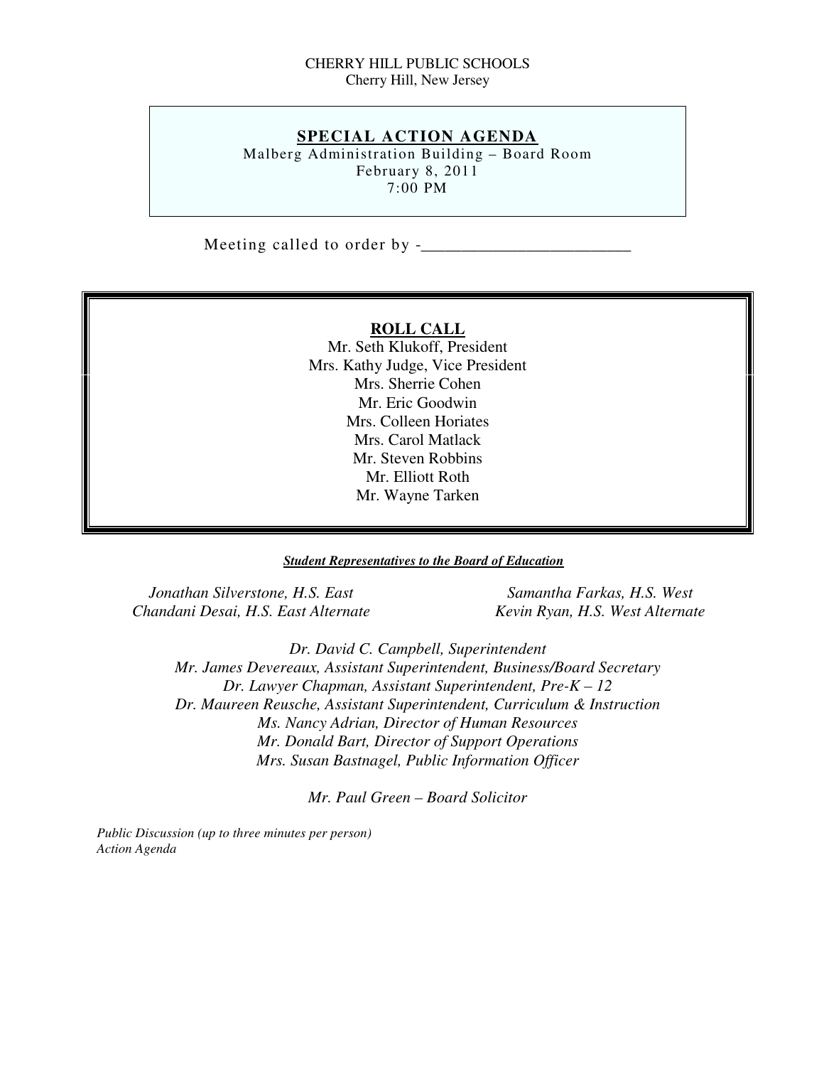CHERRY HILL PUBLIC SCHOOLS
Cherry Hill, New Jersey

## SPECIAL ACTION AGENDA

Malberg Administration Building – Board Room
February 8, 2011
7:00 PM

Meeting called to order by -_________________________

### ROLL CALL

Mr. Seth Klukoff, President
Mrs. Kathy Judge, Vice President
Mrs. Sherrie Cohen
Mr. Eric Goodwin
Mrs. Colleen Horiates
Mrs. Carol Matlack
Mr. Steven Robbins
Mr. Elliott Roth
Mr. Wayne Tarken

***Student Representatives to the Board of Education***

*Jonathan Silverstone, H.S. East*
*Chandani Desai, H.S. East Alternate*

*Samantha Farkas, H.S. West*
*Kevin Ryan, H.S. West Alternate*

*Dr. David C. Campbell, Superintendent*
*Mr. James Devereaux, Assistant Superintendent, Business/Board Secretary*
*Dr. Lawyer Chapman, Assistant Superintendent, Pre-K – 12*
*Dr. Maureen Reusche, Assistant Superintendent, Curriculum & Instruction*
*Ms. Nancy Adrian, Director of Human Resources*
*Mr. Donald Bart, Director of Support Operations*
*Mrs. Susan Bastnagel, Public Information Officer*

*Mr. Paul Green – Board Solicitor*

*Public Discussion (up to three minutes per person)*
*Action Agenda*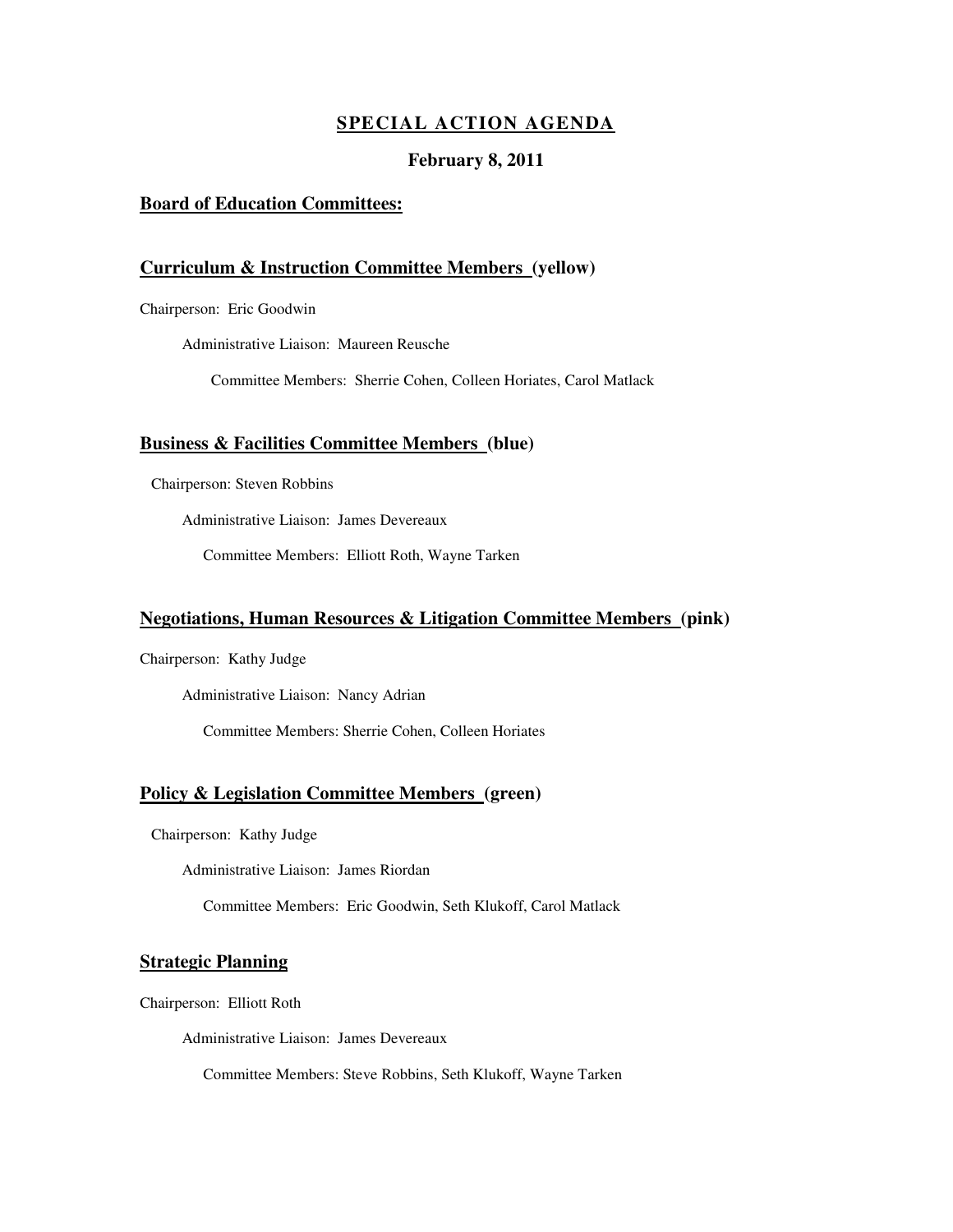# SPECIAL ACTION AGENDA

**February 8, 2011**

## Board of Education Committees:

### Curriculum & Instruction Committee Members (yellow)

Chairperson: Eric Goodwin

Administrative Liaison: Maureen Reusche

Committee Members: Sherrie Cohen, Colleen Horiates, Carol Matlack

### Business & Facilities Committee Members (blue)

Chairperson: Steven Robbins

Administrative Liaison: James Devereaux

Committee Members: Elliott Roth, Wayne Tarken

### Negotiations, Human Resources & Litigation Committee Members (pink)

Chairperson: Kathy Judge

Administrative Liaison: Nancy Adrian

Committee Members: Sherrie Cohen, Colleen Horiates

### Policy & Legislation Committee Members (green)

Chairperson: Kathy Judge

Administrative Liaison: James Riordan

Committee Members: Eric Goodwin, Seth Klukoff, Carol Matlack

### Strategic Planning

Chairperson: Elliott Roth

Administrative Liaison: James Devereaux

Committee Members: Steve Robbins, Seth Klukoff, Wayne Tarken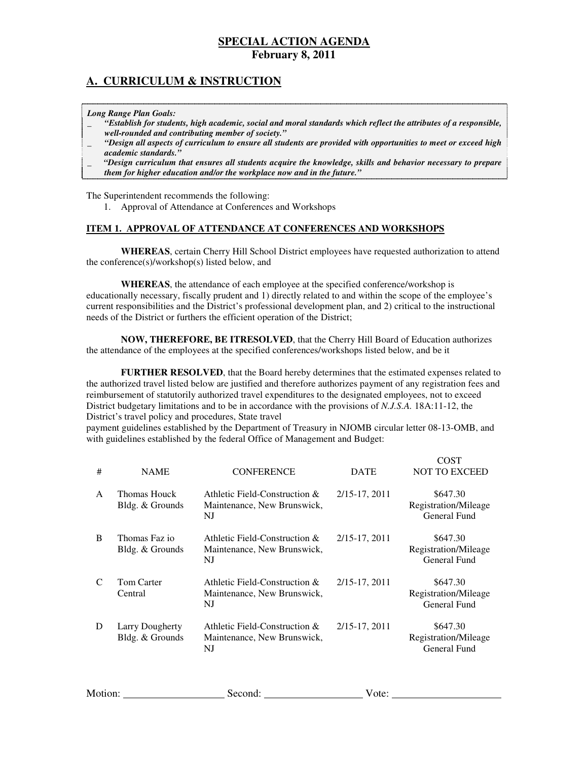# SPECIAL ACTION AGENDA

**February 8, 2011**

## A. CURRICULUM & INSTRUCTION

***Long Range Plan Goals:***

- ***"Establish for students, high academic, social and moral standards which reflect the attributes of a responsible, well-rounded and contributing member of society."***
- ***"Design all aspects of curriculum to ensure all students are provided with opportunities to meet or exceed high academic standards."***
- ***"Design curriculum that ensures all students acquire the knowledge, skills and behavior necessary to prepare them for higher education and/or the workplace now and in the future."***

The Superintendent recommends the following:

1. Approval of Attendance at Conferences and Workshops

### ITEM 1. APPROVAL OF ATTENDANCE AT CONFERENCES AND WORKSHOPS

**WHEREAS**, certain Cherry Hill School District employees have requested authorization to attend the conference(s)/workshop(s) listed below, and

**WHEREAS**, the attendance of each employee at the specified conference/workshop is educationally necessary, fiscally prudent and 1) directly related to and within the scope of the employee's current responsibilities and the District's professional development plan, and 2) critical to the instructional needs of the District or furthers the efficient operation of the District;

**NOW, THEREFORE, BE ITRESOLVED**, that the Cherry Hill Board of Education authorizes the attendance of the employees at the specified conferences/workshops listed below, and be it

**FURTHER RESOLVED**, that the Board hereby determines that the estimated expenses related to the authorized travel listed below are justified and therefore authorizes payment of any registration fees and reimbursement of statutorily authorized travel expenditures to the designated employees, not to exceed District budgetary limitations and to be in accordance with the provisions of *N.J.S.A.* 18A:11-12, the District's travel policy and procedures, State travel payment guidelines established by the Department of Treasury in NJOMB circular letter 08-13-OMB, and with guidelines established by the federal Office of Management and Budget:

| # | NAME | CONFERENCE | DATE | COST NOT TO EXCEED |
|---|---|---|---|---|
| A | Thomas Houck Bldg. & Grounds | Athletic Field-Construction & Maintenance, New Brunswick, NJ | 2/15-17, 2011 | $647.30 Registration/Mileage General Fund |
| B | Thomas Faz io Bldg. & Grounds | Athletic Field-Construction & Maintenance, New Brunswick, NJ | 2/15-17, 2011 | $647.30 Registration/Mileage General Fund |
| C | Tom Carter Central | Athletic Field-Construction & Maintenance, New Brunswick, NJ | 2/15-17, 2011 | $647.30 Registration/Mileage General Fund |
| D | Larry Dougherty Bldg. & Grounds | Athletic Field-Construction & Maintenance, New Brunswick, NJ | 2/15-17, 2011 | $647.30 Registration/Mileage General Fund |

Motion: ___________________ Second: __________________ Vote: ____________________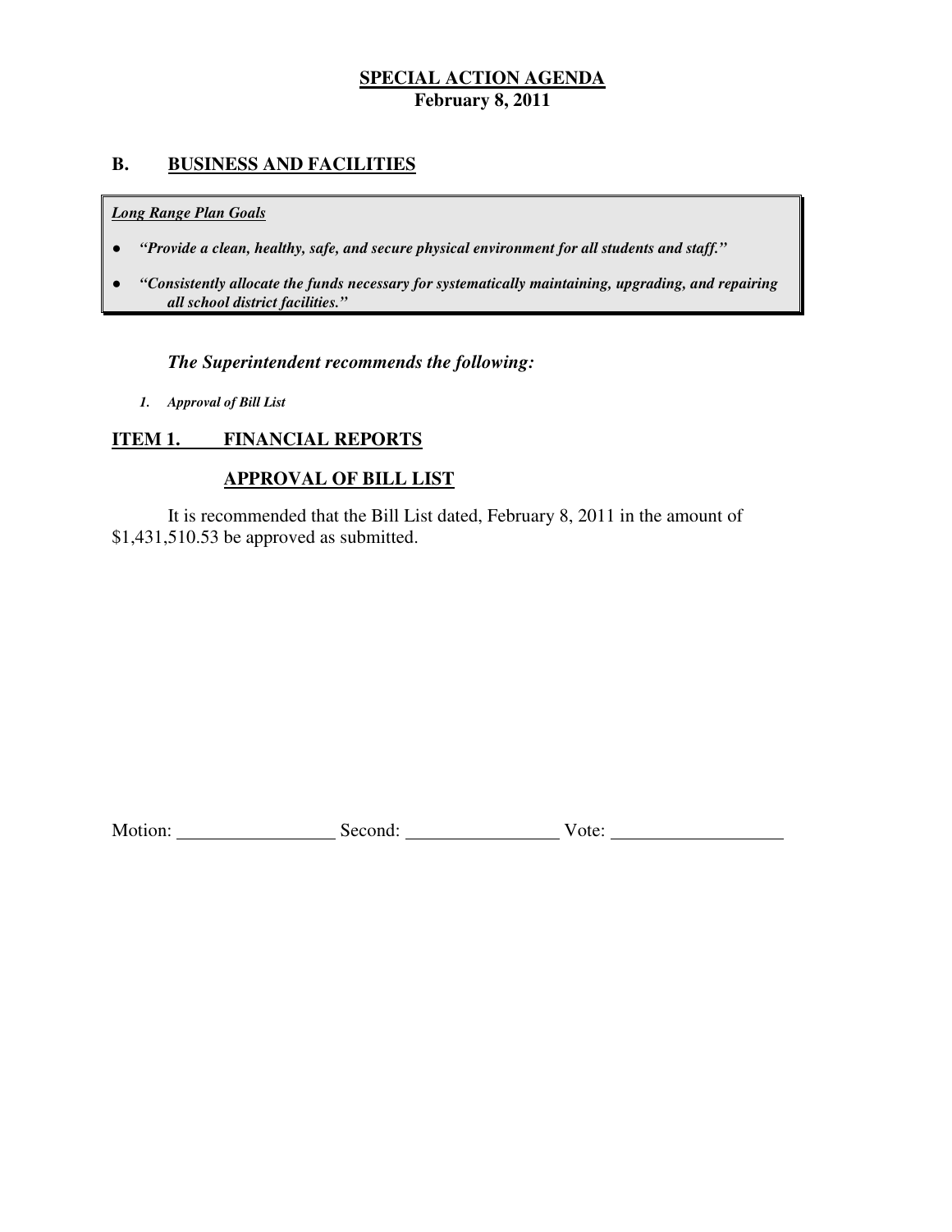## SPECIAL ACTION AGENDA
**February 8, 2011**

## B. BUSINESS AND FACILITIES

***Long Range Plan Goals***

- ***"Provide a clean, healthy, safe, and secure physical environment for all students and staff."***
- ***"Consistently allocate the funds necessary for systematically maintaining, upgrading, and repairing all school district facilities."***

***The Superintendent recommends the following:***

1. ***Approval of Bill List***

## ITEM 1. FINANCIAL REPORTS

### APPROVAL OF BILL LIST

It is recommended that the Bill List dated, February 8, 2011 in the amount of $1,431,510.53 be approved as submitted.

Motion: _________________ Second: ________________ Vote: __________________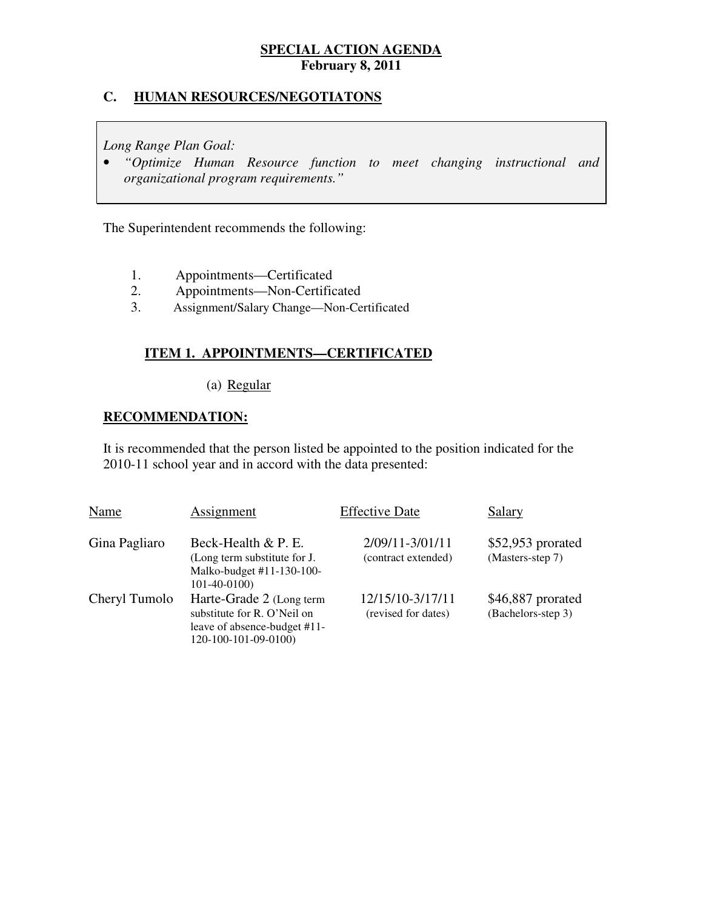**SPECIAL ACTION AGENDA**
**February 8, 2011**

## C. HUMAN RESOURCES/NEGOTIATONS

*Long Range Plan Goal:*

- *"Optimize Human Resource function to meet changing instructional and organizational program requirements."*

The Superintendent recommends the following:

1. Appointments—Certificated
2. Appointments—Non-Certificated
3. Assignment/Salary Change—Non-Certificated

### ITEM 1. APPOINTMENTS—CERTIFICATED

(a) Regular

**RECOMMENDATION:**

It is recommended that the person listed be appointed to the position indicated for the 2010-11 school year and in accord with the data presented:

| Name | Assignment | Effective Date | Salary |
|---|---|---|---|
| Gina Pagliaro | Beck-Health & P. E. (Long term substitute for J. Malko-budget #11-130-100-101-40-0100) | 2/09/11-3/01/11 (contract extended) | $52,953 prorated (Masters-step 7) |
| Cheryl Tumolo | Harte-Grade 2 (Long term substitute for R. O'Neil on leave of absence-budget #11-120-100-101-09-0100) | 12/15/10-3/17/11 (revised for dates) | $46,887 prorated (Bachelors-step 3) |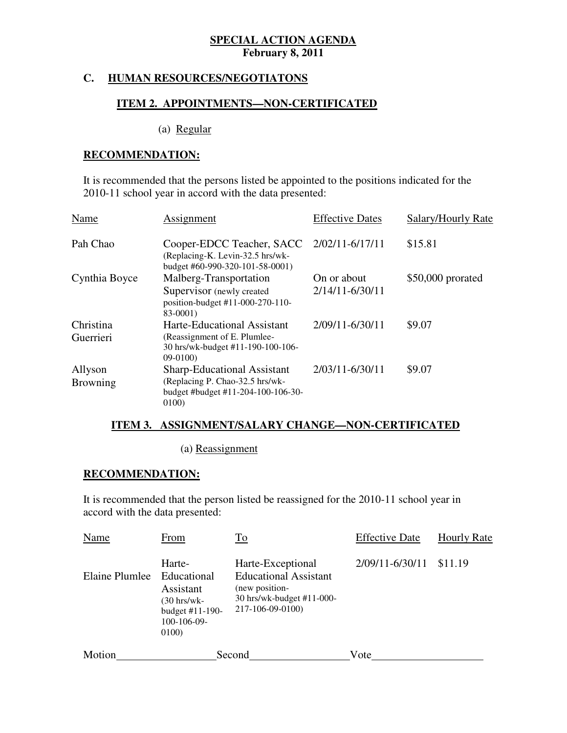**SPECIAL ACTION AGENDA**
**February 8, 2011**

## C. HUMAN RESOURCES/NEGOTIATONS

### ITEM 2. APPOINTMENTS—NON-CERTIFICATED

(a) Regular

**RECOMMENDATION:**

It is recommended that the persons listed be appointed to the positions indicated for the 2010-11 school year in accord with the data presented:

| Name | Assignment | Effective Dates | Salary/Hourly Rate |
|---|---|---|---|
| Pah Chao | Cooper-EDCC Teacher, SACC (Replacing-K. Levin-32.5 hrs/wk-budget #60-990-320-101-58-0001) | 2/02/11-6/17/11 | $15.81 |
| Cynthia Boyce | Malberg-Transportation Supervisor (newly created position-budget #11-000-270-110-83-0001) | On or about 2/14/11-6/30/11 | $50,000 prorated |
| Christina Guerrieri | Harte-Educational Assistant (Reassignment of E. Plumlee-30 hrs/wk-budget #11-190-100-106-09-0100) | 2/09/11-6/30/11 | $9.07 |
| Allyson Browning | Sharp-Educational Assistant (Replacing P. Chao-32.5 hrs/wk-budget #budget #11-204-100-106-30-0100) | 2/03/11-6/30/11 | $9.07 |

### ITEM 3. ASSIGNMENT/SALARY CHANGE—NON-CERTIFICATED

(a) Reassignment

**RECOMMENDATION:**

It is recommended that the person listed be reassigned for the 2010-11 school year in accord with the data presented:

| Name | From | To | Effective Date | Hourly Rate |
|---|---|---|---|---|
| Elaine Plumlee | Harte-Educational Assistant (30 hrs/wk-budget #11-190-100-106-09-0100) | Harte-Exceptional Educational Assistant (new position-30 hrs/wk-budget #11-000-217-106-09-0100) | 2/09/11-6/30/11 | $11.19 |

Motion\_\_\_\_\_\_\_\_\_\_\_\_\_\_\_\_\_\_ Second\_\_\_\_\_\_\_\_\_\_\_\_\_\_\_\_\_\_ Vote\_\_\_\_\_\_\_\_\_\_\_\_\_\_\_\_\_\_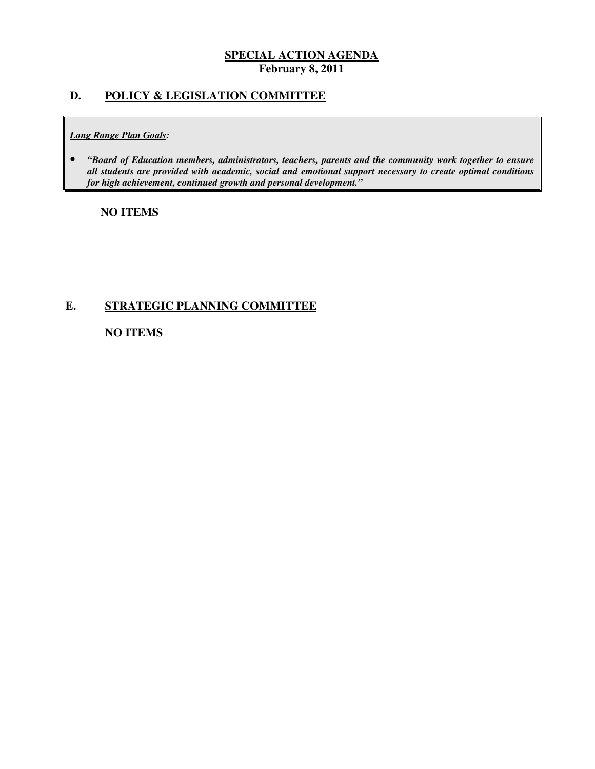**SPECIAL ACTION AGENDA**
**February 8, 2011**

## D. POLICY & LEGISLATION COMMITTEE

***Long Range Plan Goals:***

- ***"Board of Education members, administrators, teachers, parents and the community work together to ensure all students are provided with academic, social and emotional support necessary to create optimal conditions for high achievement, continued growth and personal development."***

**NO ITEMS**

## E. STRATEGIC PLANNING COMMITTEE

**NO ITEMS**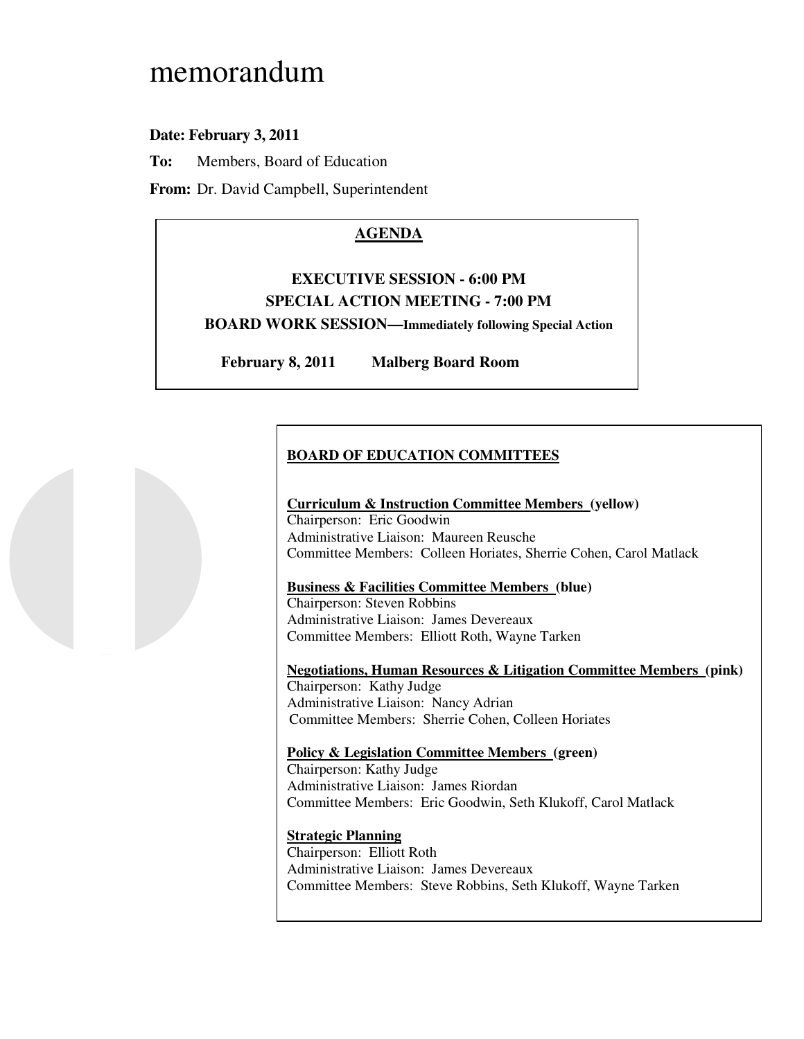# memorandum

**Date: February 3, 2011**

**To:** Members, Board of Education

**From:** Dr. David Campbell, Superintendent

## AGENDA

**EXECUTIVE SESSION - 6:00 PM**

**SPECIAL ACTION MEETING - 7:00 PM**

**BOARD WORK SESSION—Immediately following Special Action**

**February 8, 2011 Malberg Board Room**

**BOARD OF EDUCATION COMMITTEES**

**Curriculum & Instruction Committee Members (yellow)**
Chairperson: Eric Goodwin
Administrative Liaison: Maureen Reusche
Committee Members: Colleen Horiates, Sherrie Cohen, Carol Matlack

**Business & Facilities Committee Members (blue)**
Chairperson: Steven Robbins
Administrative Liaison: James Devereaux
Committee Members: Elliott Roth, Wayne Tarken

**Negotiations, Human Resources & Litigation Committee Members (pink)**
Chairperson: Kathy Judge
Administrative Liaison: Nancy Adrian
Committee Members: Sherrie Cohen, Colleen Horiates

**Policy & Legislation Committee Members (green)**
Chairperson: Kathy Judge
Administrative Liaison: James Riordan
Committee Members: Eric Goodwin, Seth Klukoff, Carol Matlack

**Strategic Planning**
Chairperson: Elliott Roth
Administrative Liaison: James Devereaux
Committee Members: Steve Robbins, Seth Klukoff, Wayne Tarken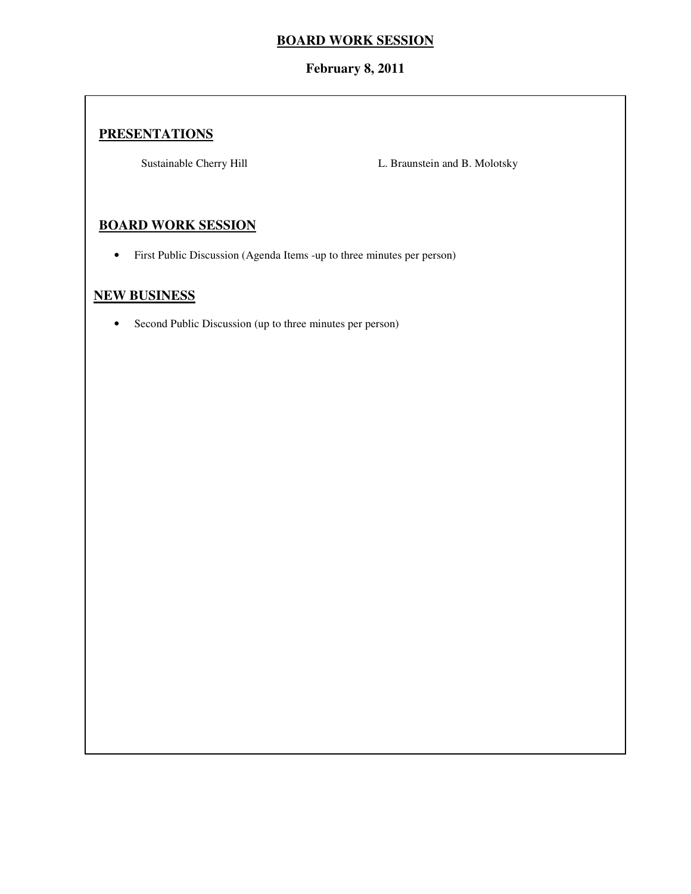# BOARD WORK SESSION

**February 8, 2011**

## PRESENTATIONS

Sustainable Cherry Hill — L. Braunstein and B. Molotsky

## BOARD WORK SESSION

- First Public Discussion (Agenda Items -up to three minutes per person)

## NEW BUSINESS

- Second Public Discussion (up to three minutes per person)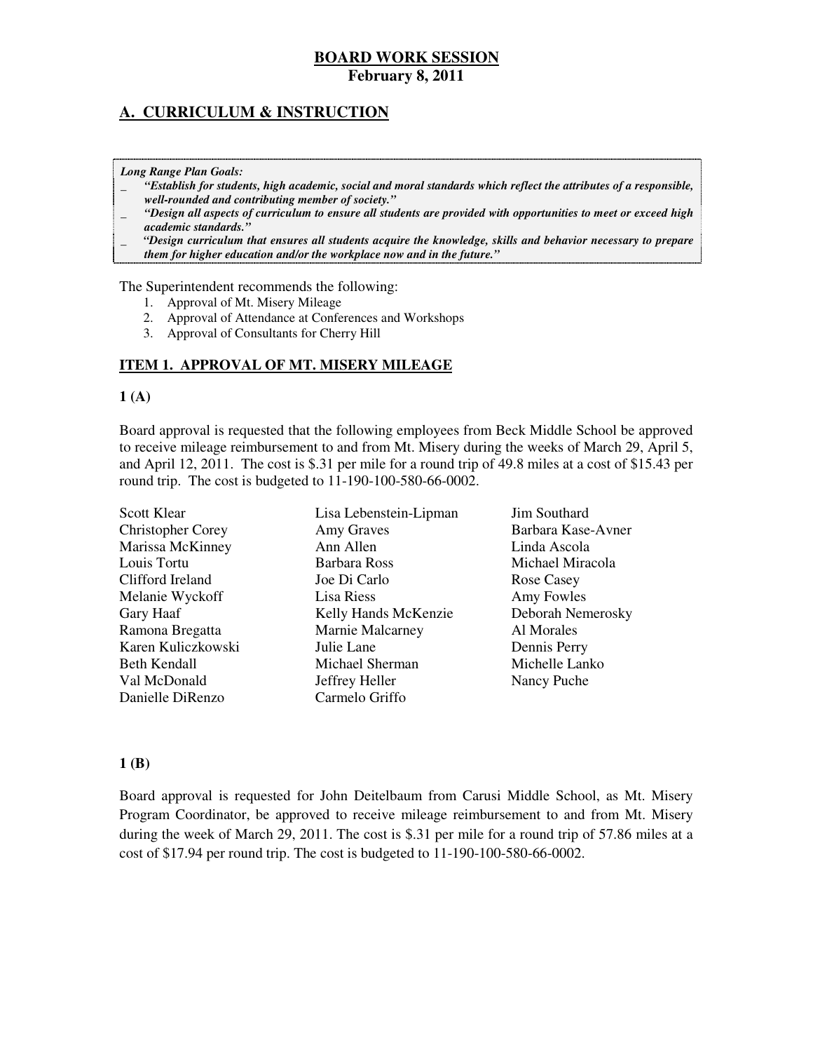# BOARD WORK SESSION
**February 8, 2011**

## A. CURRICULUM & INSTRUCTION

***Long Range Plan Goals:***
- ***"Establish for students, high academic, social and moral standards which reflect the attributes of a responsible, well-rounded and contributing member of society."***
- ***"Design all aspects of curriculum to ensure all students are provided with opportunities to meet or exceed high academic standards."***
- ***"Design curriculum that ensures all students acquire the knowledge, skills and behavior necessary to prepare them for higher education and/or the workplace now and in the future."***

The Superintendent recommends the following:
1. Approval of Mt. Misery Mileage
2. Approval of Attendance at Conferences and Workshops
3. Approval of Consultants for Cherry Hill

### ITEM 1. APPROVAL OF MT. MISERY MILEAGE

**1 (A)**

Board approval is requested that the following employees from Beck Middle School be approved to receive mileage reimbursement to and from Mt. Misery during the weeks of March 29, April 5, and April 12, 2011. The cost is $.31 per mile for a round trip of 49.8 miles at a cost of $15.43 per round trip. The cost is budgeted to 11-190-100-580-66-0002.

| | | |
|---|---|---|
| Scott Klear | Lisa Lebenstein-Lipman | Jim Southard |
| Christopher Corey | Amy Graves | Barbara Kase-Avner |
| Marissa McKinney | Ann Allen | Linda Ascola |
| Louis Tortu | Barbara Ross | Michael Miracola |
| Clifford Ireland | Joe Di Carlo | Rose Casey |
| Melanie Wyckoff | Lisa Riess | Amy Fowles |
| Gary Haaf | Kelly Hands McKenzie | Deborah Nemerosky |
| Ramona Bregatta | Marnie Malcarney | Al Morales |
| Karen Kuliczkowski | Julie Lane | Dennis Perry |
| Beth Kendall | Michael Sherman | Michelle Lanko |
| Val McDonald | Jeffrey Heller | Nancy Puche |
| Danielle DiRenzo | Carmelo Griffo | |

**1 (B)**

Board approval is requested for John Deitelbaum from Carusi Middle School, as Mt. Misery Program Coordinator, be approved to receive mileage reimbursement to and from Mt. Misery during the week of March 29, 2011. The cost is $.31 per mile for a round trip of 57.86 miles at a cost of $17.94 per round trip. The cost is budgeted to 11-190-100-580-66-0002.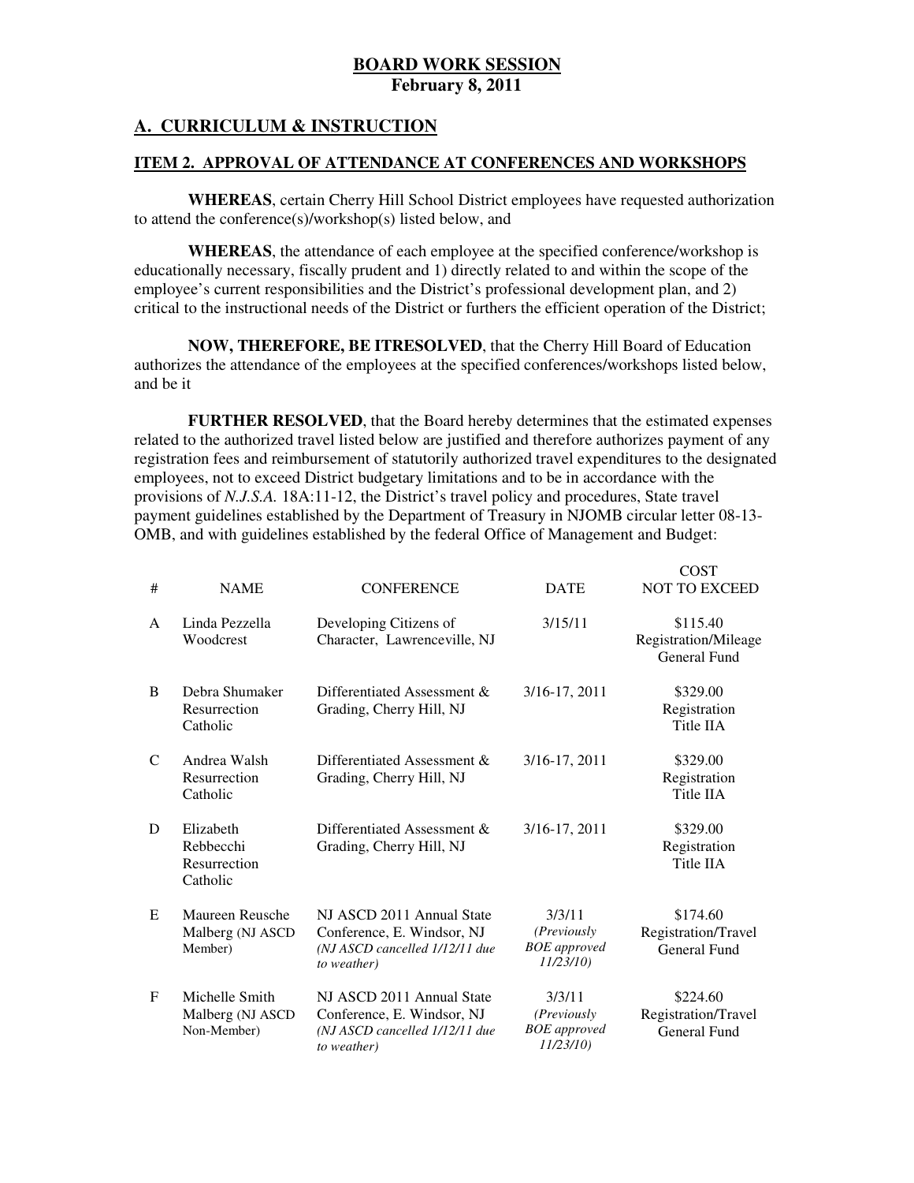**BOARD WORK SESSION**
**February 8, 2011**

## A. CURRICULUM & INSTRUCTION

### ITEM 2. APPROVAL OF ATTENDANCE AT CONFERENCES AND WORKSHOPS

**WHEREAS**, certain Cherry Hill School District employees have requested authorization to attend the conference(s)/workshop(s) listed below, and

**WHEREAS**, the attendance of each employee at the specified conference/workshop is educationally necessary, fiscally prudent and 1) directly related to and within the scope of the employee's current responsibilities and the District's professional development plan, and 2) critical to the instructional needs of the District or furthers the efficient operation of the District;

**NOW, THEREFORE, BE ITRESOLVED**, that the Cherry Hill Board of Education authorizes the attendance of the employees at the specified conferences/workshops listed below, and be it

**FURTHER RESOLVED**, that the Board hereby determines that the estimated expenses related to the authorized travel listed below are justified and therefore authorizes payment of any registration fees and reimbursement of statutorily authorized travel expenditures to the designated employees, not to exceed District budgetary limitations and to be in accordance with the provisions of *N.J.S.A.* 18A:11-12, the District's travel policy and procedures, State travel payment guidelines established by the Department of Treasury in NJOMB circular letter 08-13-OMB, and with guidelines established by the federal Office of Management and Budget:

| # | NAME | CONFERENCE | DATE | COST NOT TO EXCEED |
|---|---|---|---|---|
| A | Linda Pezzella Woodcrest | Developing Citizens of Character, Lawrenceville, NJ | 3/15/11 | $115.40 Registration/Mileage General Fund |
| B | Debra Shumaker Resurrection Catholic | Differentiated Assessment & Grading, Cherry Hill, NJ | 3/16-17, 2011 | $329.00 Registration Title IIA |
| C | Andrea Walsh Resurrection Catholic | Differentiated Assessment & Grading, Cherry Hill, NJ | 3/16-17, 2011 | $329.00 Registration Title IIA |
| D | Elizabeth Rebbecchi Resurrection Catholic | Differentiated Assessment & Grading, Cherry Hill, NJ | 3/16-17, 2011 | $329.00 Registration Title IIA |
| E | Maureen Reusche Malberg (NJ ASCD Member) | NJ ASCD 2011 Annual State Conference, E. Windsor, NJ *(NJ ASCD cancelled 1/12/11 due to weather)* | 3/3/11 *(Previously BOE approved 11/23/10)* | $174.60 Registration/Travel General Fund |
| F | Michelle Smith Malberg (NJ ASCD Non-Member) | NJ ASCD 2011 Annual State Conference, E. Windsor, NJ *(NJ ASCD cancelled 1/12/11 due to weather)* | 3/3/11 *(Previously BOE approved 11/23/10)* | $224.60 Registration/Travel General Fund |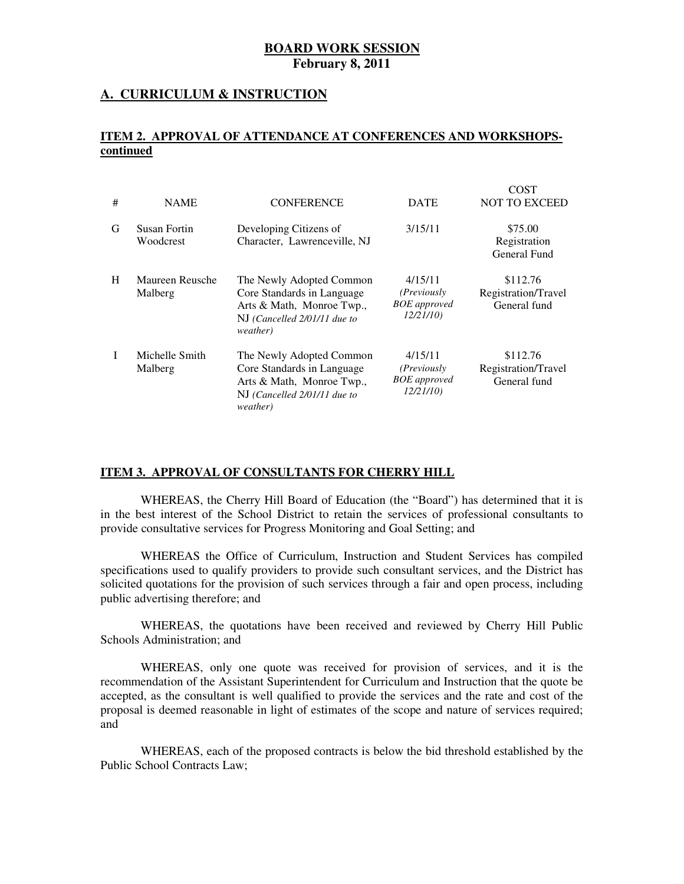**BOARD WORK SESSION**
**February 8, 2011**

## A. CURRICULUM & INSTRUCTION

### ITEM 2. APPROVAL OF ATTENDANCE AT CONFERENCES AND WORKSHOPS-continued

| # | NAME | CONFERENCE | DATE | COST NOT TO EXCEED |
|---|---|---|---|---|
| G | Susan Fortin Woodcrest | Developing Citizens of Character, Lawrenceville, NJ | 3/15/11 | $75.00 Registration General Fund |
| H | Maureen Reusche Malberg | The Newly Adopted Common Core Standards in Language Arts & Math, Monroe Twp., NJ *(Cancelled 2/01/11 due to weather)* | 4/15/11 *(Previously BOE approved 12/21/10)* | $112.76 Registration/Travel General fund |
| I | Michelle Smith Malberg | The Newly Adopted Common Core Standards in Language Arts & Math, Monroe Twp., NJ *(Cancelled 2/01/11 due to weather)* | 4/15/11 *(Previously BOE approved 12/21/10)* | $112.76 Registration/Travel General fund |

### ITEM 3. APPROVAL OF CONSULTANTS FOR CHERRY HILL

WHEREAS, the Cherry Hill Board of Education (the "Board") has determined that it is in the best interest of the School District to retain the services of professional consultants to provide consultative services for Progress Monitoring and Goal Setting; and

WHEREAS the Office of Curriculum, Instruction and Student Services has compiled specifications used to qualify providers to provide such consultant services, and the District has solicited quotations for the provision of such services through a fair and open process, including public advertising therefore; and

WHEREAS, the quotations have been received and reviewed by Cherry Hill Public Schools Administration; and

WHEREAS, only one quote was received for provision of services, and it is the recommendation of the Assistant Superintendent for Curriculum and Instruction that the quote be accepted, as the consultant is well qualified to provide the services and the rate and cost of the proposal is deemed reasonable in light of estimates of the scope and nature of services required; and

WHEREAS, each of the proposed contracts is below the bid threshold established by the Public School Contracts Law;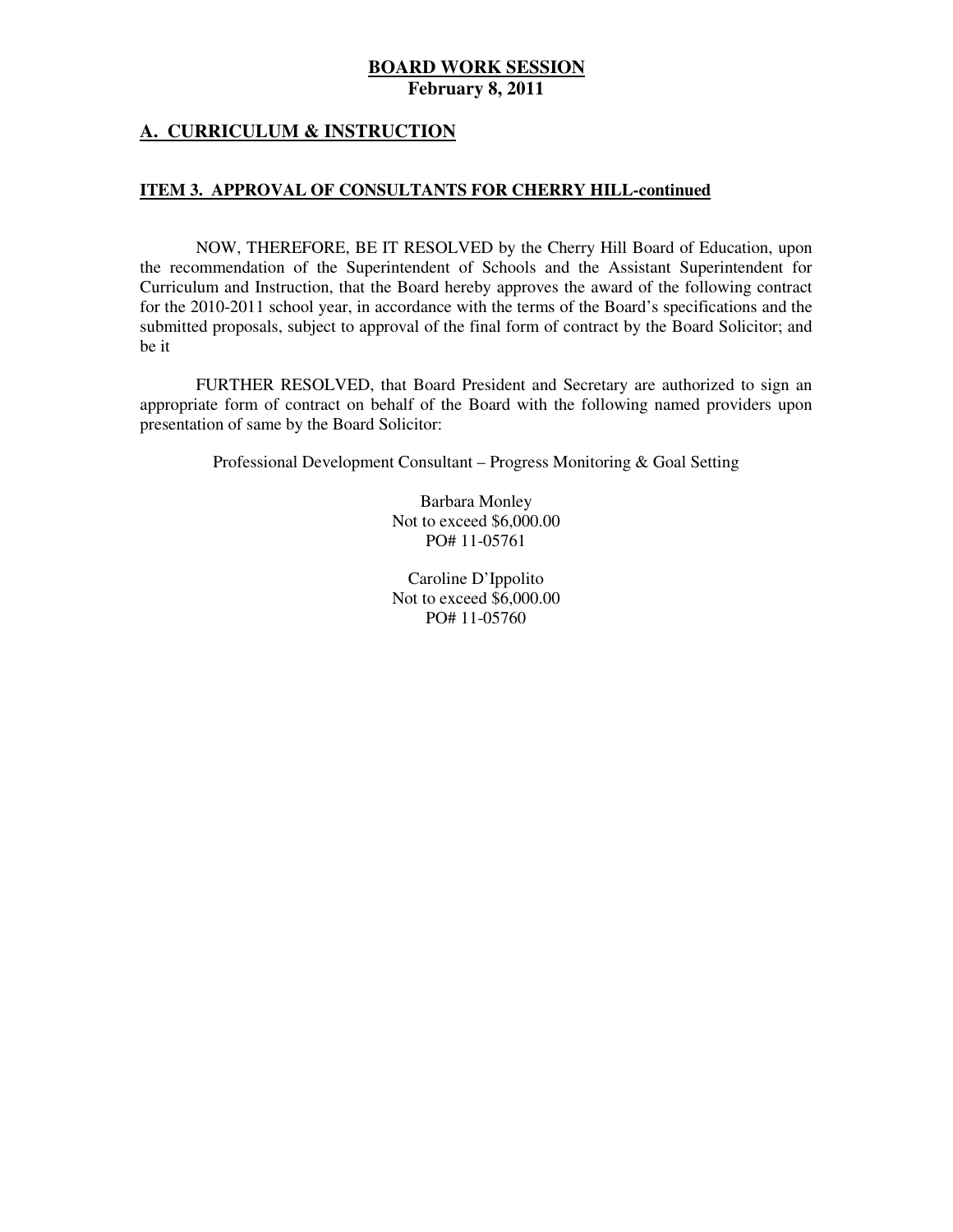# BOARD WORK SESSION
**February 8, 2011**

## A. CURRICULUM & INSTRUCTION

### ITEM 3. APPROVAL OF CONSULTANTS FOR CHERRY HILL-continued

NOW, THEREFORE, BE IT RESOLVED by the Cherry Hill Board of Education, upon the recommendation of the Superintendent of Schools and the Assistant Superintendent for Curriculum and Instruction, that the Board hereby approves the award of the following contract for the 2010-2011 school year, in accordance with the terms of the Board's specifications and the submitted proposals, subject to approval of the final form of contract by the Board Solicitor; and be it

FURTHER RESOLVED, that Board President and Secretary are authorized to sign an appropriate form of contract on behalf of the Board with the following named providers upon presentation of same by the Board Solicitor:

Professional Development Consultant – Progress Monitoring & Goal Setting

Barbara Monley
Not to exceed $6,000.00
PO# 11-05761

Caroline D'Ippolito
Not to exceed $6,000.00
PO# 11-05760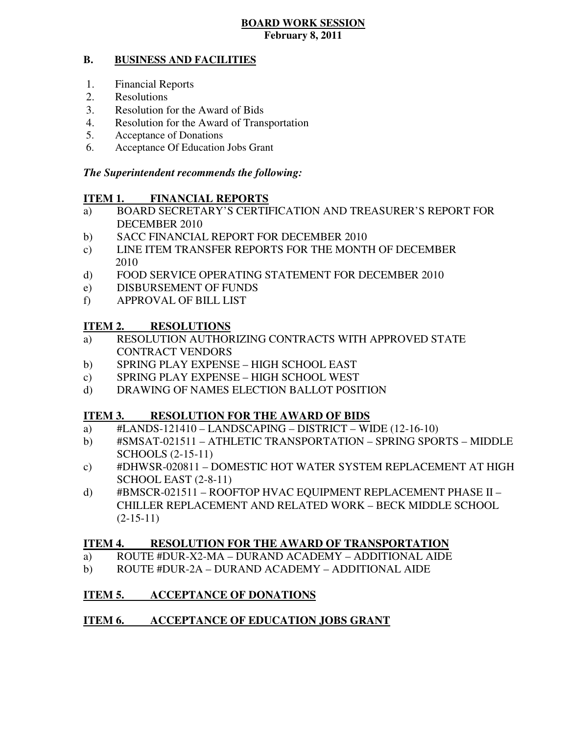**BOARD WORK SESSION**
**February 8, 2011**

## B. BUSINESS AND FACILITIES

1. Financial Reports
2. Resolutions
3. Resolution for the Award of Bids
4. Resolution for the Award of Transportation
5. Acceptance of Donations
6. Acceptance Of Education Jobs Grant

***The Superintendent recommends the following:***

### ITEM 1. FINANCIAL REPORTS

a) BOARD SECRETARY'S CERTIFICATION AND TREASURER'S REPORT FOR DECEMBER 2010
b) SACC FINANCIAL REPORT FOR DECEMBER 2010
c) LINE ITEM TRANSFER REPORTS FOR THE MONTH OF DECEMBER 2010
d) FOOD SERVICE OPERATING STATEMENT FOR DECEMBER 2010
e) DISBURSEMENT OF FUNDS
f) APPROVAL OF BILL LIST

### ITEM 2. RESOLUTIONS

a) RESOLUTION AUTHORIZING CONTRACTS WITH APPROVED STATE CONTRACT VENDORS
b) SPRING PLAY EXPENSE – HIGH SCHOOL EAST
c) SPRING PLAY EXPENSE – HIGH SCHOOL WEST
d) DRAWING OF NAMES ELECTION BALLOT POSITION

### ITEM 3. RESOLUTION FOR THE AWARD OF BIDS

a) #LANDS-121410 – LANDSCAPING – DISTRICT – WIDE (12-16-10)
b) #SMSAT-021511 – ATHLETIC TRANSPORTATION – SPRING SPORTS – MIDDLE SCHOOLS (2-15-11)
c) #DHWSR-020811 – DOMESTIC HOT WATER SYSTEM REPLACEMENT AT HIGH SCHOOL EAST (2-8-11)
d) #BMSCR-021511 – ROOFTOP HVAC EQUIPMENT REPLACEMENT PHASE II – CHILLER REPLACEMENT AND RELATED WORK – BECK MIDDLE SCHOOL (2-15-11)

### ITEM 4. RESOLUTION FOR THE AWARD OF TRANSPORTATION

a) ROUTE #DUR-X2-MA – DURAND ACADEMY – ADDITIONAL AIDE
b) ROUTE #DUR-2A – DURAND ACADEMY – ADDITIONAL AIDE

### ITEM 5. ACCEPTANCE OF DONATIONS

### ITEM 6. ACCEPTANCE OF EDUCATION JOBS GRANT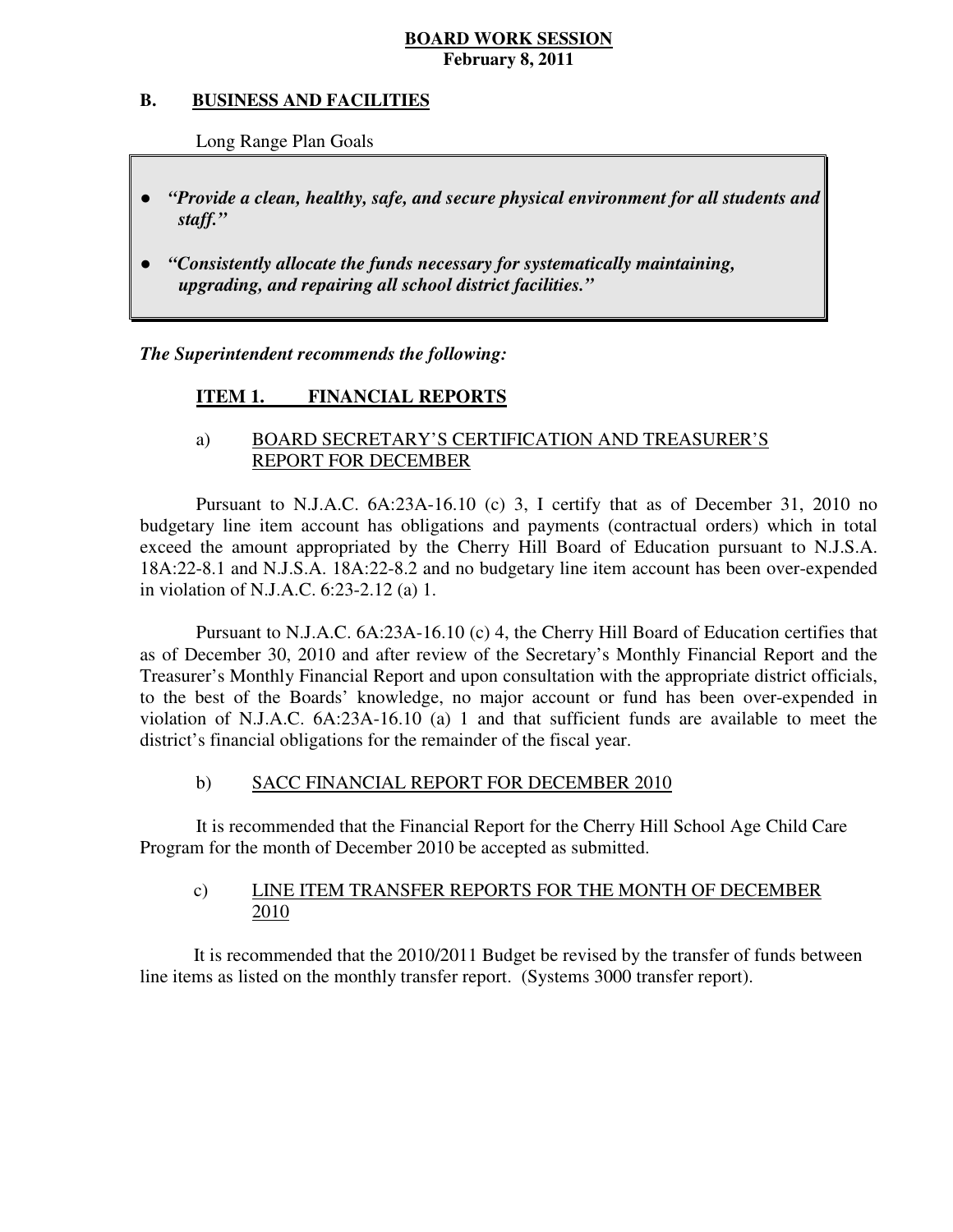**BOARD WORK SESSION**
**February 8, 2011**

## B. BUSINESS AND FACILITIES

Long Range Plan Goals

- ***"Provide a clean, healthy, safe, and secure physical environment for all students and staff."***
- ***"Consistently allocate the funds necessary for systematically maintaining, upgrading, and repairing all school district facilities."***

***The Superintendent recommends the following:***

### ITEM 1. FINANCIAL REPORTS

a) BOARD SECRETARY'S CERTIFICATION AND TREASURER'S REPORT FOR DECEMBER

Pursuant to N.J.A.C. 6A:23A-16.10 (c) 3, I certify that as of December 31, 2010 no budgetary line item account has obligations and payments (contractual orders) which in total exceed the amount appropriated by the Cherry Hill Board of Education pursuant to N.J.S.A. 18A:22-8.1 and N.J.S.A. 18A:22-8.2 and no budgetary line item account has been over-expended in violation of N.J.A.C. 6:23-2.12 (a) 1.

Pursuant to N.J.A.C. 6A:23A-16.10 (c) 4, the Cherry Hill Board of Education certifies that as of December 30, 2010 and after review of the Secretary's Monthly Financial Report and the Treasurer's Monthly Financial Report and upon consultation with the appropriate district officials, to the best of the Boards' knowledge, no major account or fund has been over-expended in violation of N.J.A.C. 6A:23A-16.10 (a) 1 and that sufficient funds are available to meet the district's financial obligations for the remainder of the fiscal year.

b) SACC FINANCIAL REPORT FOR DECEMBER 2010

It is recommended that the Financial Report for the Cherry Hill School Age Child Care Program for the month of December 2010 be accepted as submitted.

c) LINE ITEM TRANSFER REPORTS FOR THE MONTH OF DECEMBER 2010

It is recommended that the 2010/2011 Budget be revised by the transfer of funds between line items as listed on the monthly transfer report. (Systems 3000 transfer report).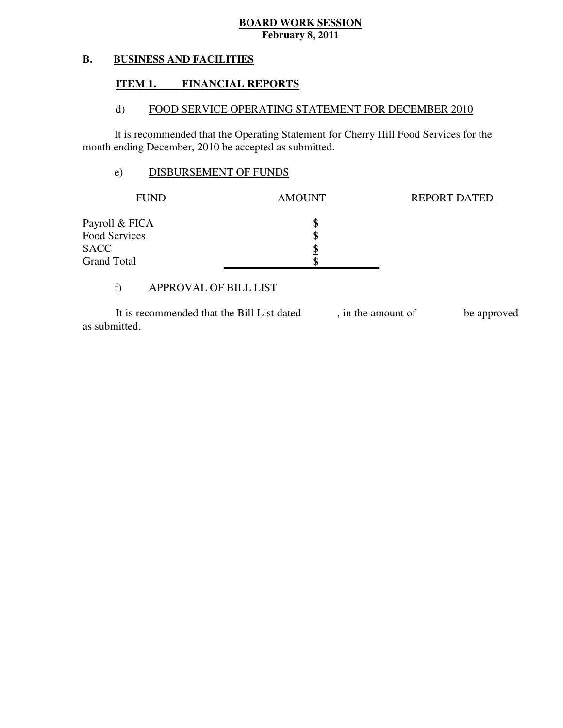**BOARD WORK SESSION**
**February 8, 2011**

## B. BUSINESS AND FACILITIES

### ITEM 1. FINANCIAL REPORTS

d) FOOD SERVICE OPERATING STATEMENT FOR DECEMBER 2010

It is recommended that the Operating Statement for Cherry Hill Food Services for the month ending December, 2010 be accepted as submitted.

e) DISBURSEMENT OF FUNDS

| FUND | AMOUNT | REPORT DATED |
|---|---|---|
| Payroll & FICA | $ | |
| Food Services | $ | |
| SACC | $ | |
| Grand Total | $ | |

f) APPROVAL OF BILL LIST

It is recommended that the Bill List dated , in the amount of be approved as submitted.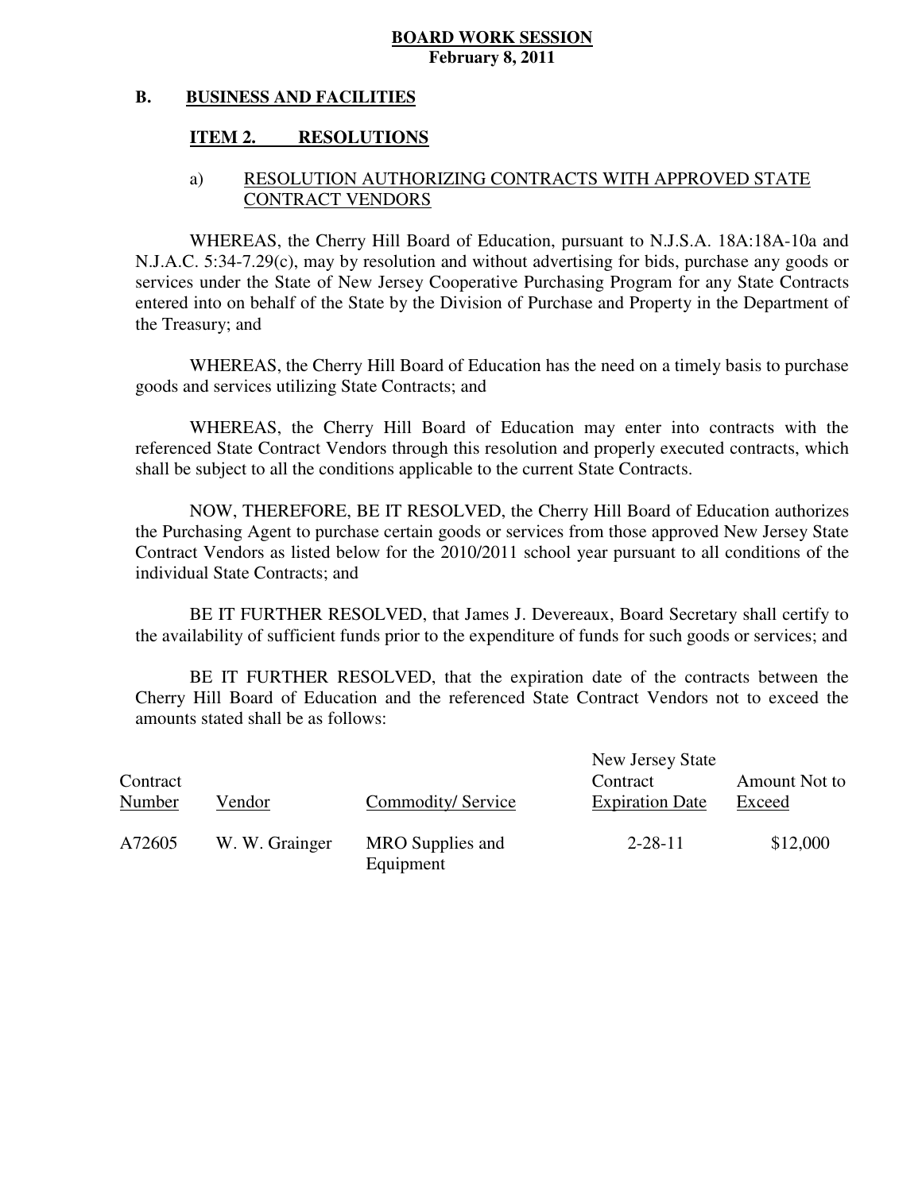**BOARD WORK SESSION**
**February 8, 2011**

## B. BUSINESS AND FACILITIES

### ITEM 2. RESOLUTIONS

a) RESOLUTION AUTHORIZING CONTRACTS WITH APPROVED STATE CONTRACT VENDORS

WHEREAS, the Cherry Hill Board of Education, pursuant to N.J.S.A. 18A:18A-10a and N.J.A.C. 5:34-7.29(c), may by resolution and without advertising for bids, purchase any goods or services under the State of New Jersey Cooperative Purchasing Program for any State Contracts entered into on behalf of the State by the Division of Purchase and Property in the Department of the Treasury; and

WHEREAS, the Cherry Hill Board of Education has the need on a timely basis to purchase goods and services utilizing State Contracts; and

WHEREAS, the Cherry Hill Board of Education may enter into contracts with the referenced State Contract Vendors through this resolution and properly executed contracts, which shall be subject to all the conditions applicable to the current State Contracts.

NOW, THEREFORE, BE IT RESOLVED, the Cherry Hill Board of Education authorizes the Purchasing Agent to purchase certain goods or services from those approved New Jersey State Contract Vendors as listed below for the 2010/2011 school year pursuant to all conditions of the individual State Contracts; and

BE IT FURTHER RESOLVED, that James J. Devereaux, Board Secretary shall certify to the availability of sufficient funds prior to the expenditure of funds for such goods or services; and

BE IT FURTHER RESOLVED, that the expiration date of the contracts between the Cherry Hill Board of Education and the referenced State Contract Vendors not to exceed the amounts stated shall be as follows:

| Contract Number | Vendor | Commodity/ Service | New Jersey State Contract Expiration Date | Amount Not to Exceed |
|---|---|---|---|---|
| A72605 | W. W. Grainger | MRO Supplies and Equipment | 2-28-11 | $12,000 |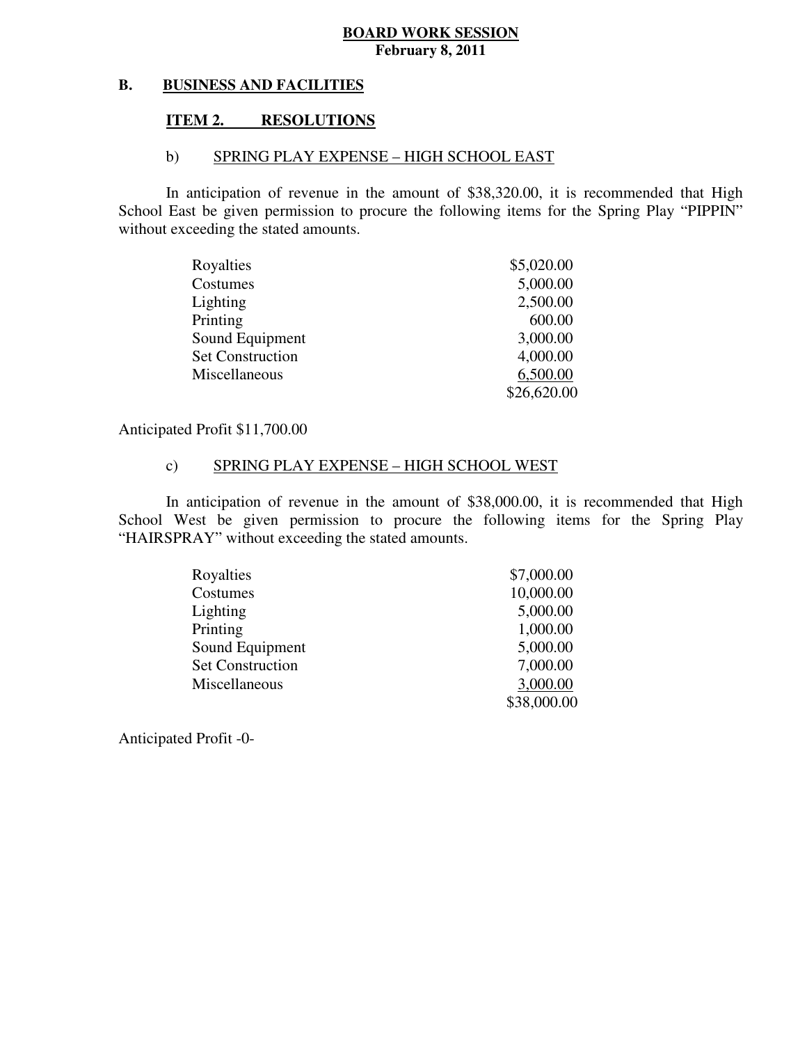**BOARD WORK SESSION**
**February 8, 2011**

## B. BUSINESS AND FACILITIES

### ITEM 2. RESOLUTIONS

#### b) SPRING PLAY EXPENSE – HIGH SCHOOL EAST

In anticipation of revenue in the amount of $38,320.00, it is recommended that High School East be given permission to procure the following items for the Spring Play "PIPPIN" without exceeding the stated amounts.

| | |
|---|---|
| Royalties | $5,020.00 |
| Costumes | 5,000.00 |
| Lighting | 2,500.00 |
| Printing | 600.00 |
| Sound Equipment | 3,000.00 |
| Set Construction | 4,000.00 |
| Miscellaneous | 6,500.00 |
| | $26,620.00 |

Anticipated Profit $11,700.00

#### c) SPRING PLAY EXPENSE – HIGH SCHOOL WEST

In anticipation of revenue in the amount of $38,000.00, it is recommended that High School West be given permission to procure the following items for the Spring Play "HAIRSPRAY" without exceeding the stated amounts.

| | |
|---|---|
| Royalties | $7,000.00 |
| Costumes | 10,000.00 |
| Lighting | 5,000.00 |
| Printing | 1,000.00 |
| Sound Equipment | 5,000.00 |
| Set Construction | 7,000.00 |
| Miscellaneous | 3,000.00 |
| | $38,000.00 |

Anticipated Profit -0-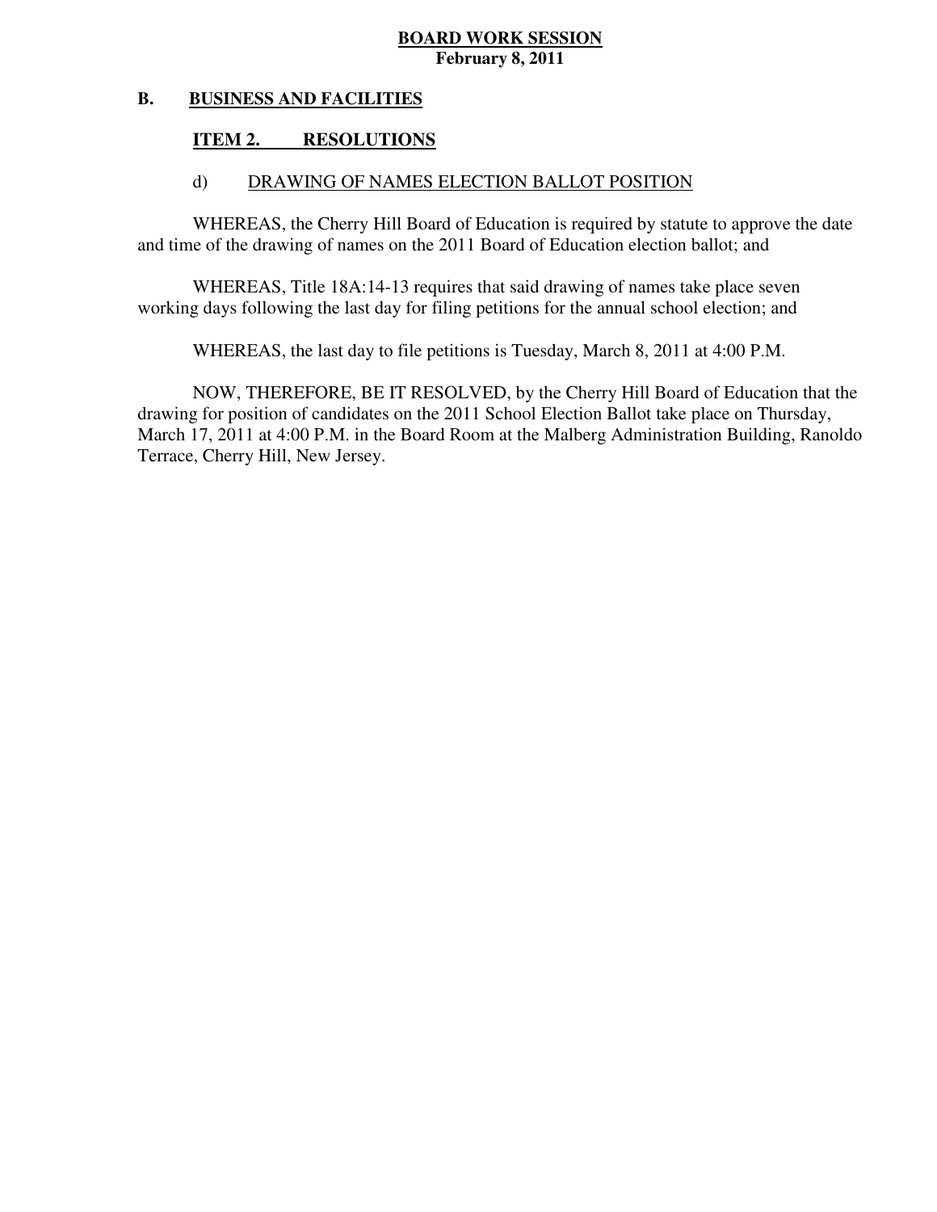**BOARD WORK SESSION**
**February 8, 2011**

## B. BUSINESS AND FACILITIES

### ITEM 2. RESOLUTIONS

d) DRAWING OF NAMES ELECTION BALLOT POSITION

WHEREAS, the Cherry Hill Board of Education is required by statute to approve the date and time of the drawing of names on the 2011 Board of Education election ballot; and

WHEREAS, Title 18A:14-13 requires that said drawing of names take place seven working days following the last day for filing petitions for the annual school election; and

WHEREAS, the last day to file petitions is Tuesday, March 8, 2011 at 4:00 P.M.

NOW, THEREFORE, BE IT RESOLVED, by the Cherry Hill Board of Education that the drawing for position of candidates on the 2011 School Election Ballot take place on Thursday, March 17, 2011 at 4:00 P.M. in the Board Room at the Malberg Administration Building, Ranoldo Terrace, Cherry Hill, New Jersey.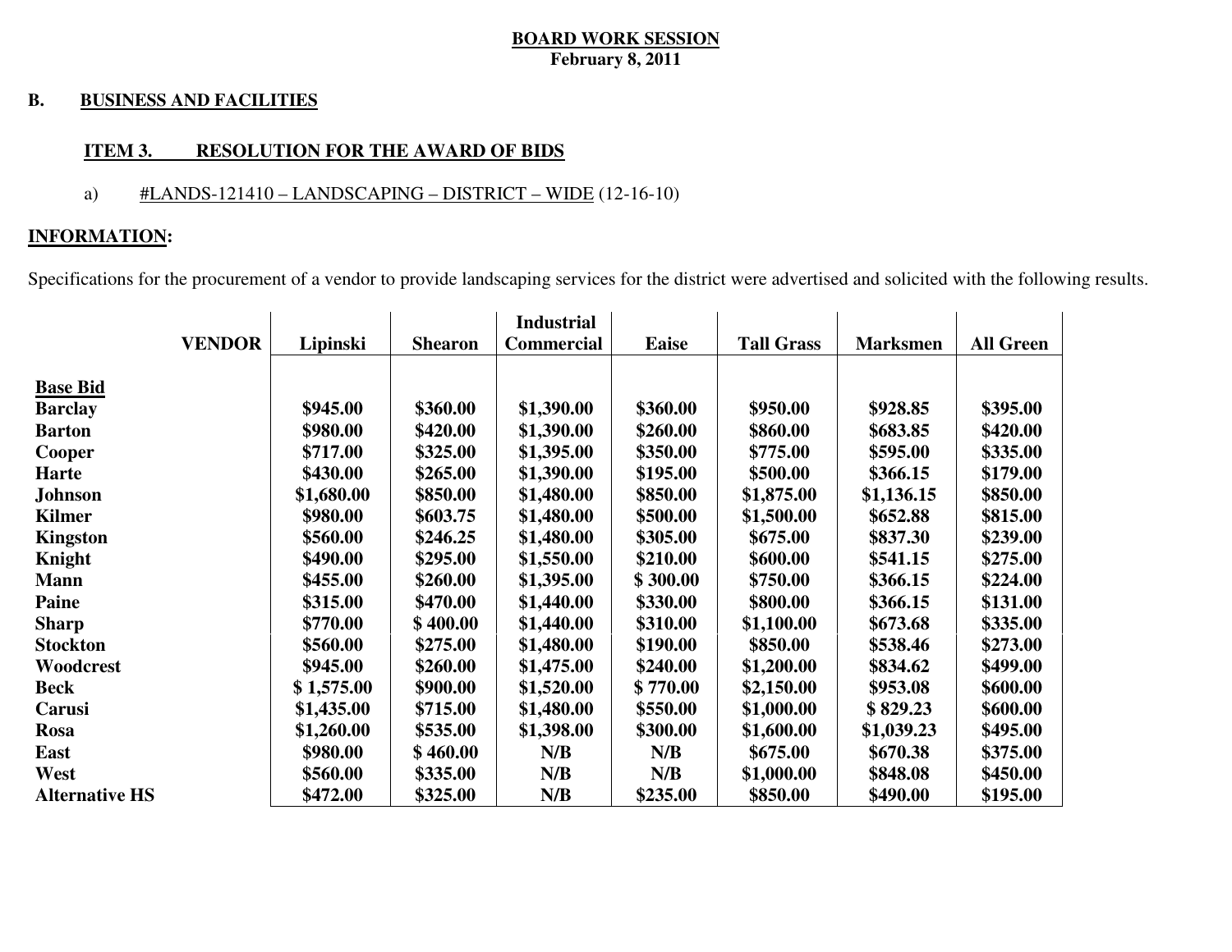**BOARD WORK SESSION**
**February 8, 2011**

**B. BUSINESS AND FACILITIES**

**ITEM 3. RESOLUTION FOR THE AWARD OF BIDS**

a) #LANDS-121410 – LANDSCAPING – DISTRICT – WIDE (12-16-10)

**INFORMATION:**

Specifications for the procurement of a vendor to provide landscaping services for the district were advertised and solicited with the following results.

| VENDOR | Lipinski | Shearon | Industrial Commercial | Eaise | Tall Grass | Marksmen | All Green |
|---|---|---|---|---|---|---|---|
| **Base Bid** | | | | | | | |
| **Barclay** | **$945.00** | **$360.00** | **$1,390.00** | **$360.00** | **$950.00** | **$928.85** | **$395.00** |
| **Barton** | **$980.00** | **$420.00** | **$1,390.00** | **$260.00** | **$860.00** | **$683.85** | **$420.00** |
| **Cooper** | **$717.00** | **$325.00** | **$1,395.00** | **$350.00** | **$775.00** | **$595.00** | **$335.00** |
| **Harte** | **$430.00** | **$265.00** | **$1,390.00** | **$195.00** | **$500.00** | **$366.15** | **$179.00** |
| **Johnson** | **$1,680.00** | **$850.00** | **$1,480.00** | **$850.00** | **$1,875.00** | **$1,136.15** | **$850.00** |
| **Kilmer** | **$980.00** | **$603.75** | **$1,480.00** | **$500.00** | **$1,500.00** | **$652.88** | **$815.00** |
| **Kingston** | **$560.00** | **$246.25** | **$1,480.00** | **$305.00** | **$675.00** | **$837.30** | **$239.00** |
| **Knight** | **$490.00** | **$295.00** | **$1,550.00** | **$210.00** | **$600.00** | **$541.15** | **$275.00** |
| **Mann** | **$455.00** | **$260.00** | **$1,395.00** | **$ 300.00** | **$750.00** | **$366.15** | **$224.00** |
| **Paine** | **$315.00** | **$470.00** | **$1,440.00** | **$330.00** | **$800.00** | **$366.15** | **$131.00** |
| **Sharp** | **$770.00** | **$ 400.00** | **$1,440.00** | **$310.00** | **$1,100.00** | **$673.68** | **$335.00** |
| **Stockton** | **$560.00** | **$275.00** | **$1,480.00** | **$190.00** | **$850.00** | **$538.46** | **$273.00** |
| **Woodcrest** | **$945.00** | **$260.00** | **$1,475.00** | **$240.00** | **$1,200.00** | **$834.62** | **$499.00** |
| **Beck** | **$ 1,575.00** | **$900.00** | **$1,520.00** | **$ 770.00** | **$2,150.00** | **$953.08** | **$600.00** |
| **Carusi** | **$1,435.00** | **$715.00** | **$1,480.00** | **$550.00** | **$1,000.00** | **$ 829.23** | **$600.00** |
| **Rosa** | **$1,260.00** | **$535.00** | **$1,398.00** | **$300.00** | **$1,600.00** | **$1,039.23** | **$495.00** |
| **East** | **$980.00** | **$ 460.00** | **N/B** | **N/B** | **$675.00** | **$670.38** | **$375.00** |
| **West** | **$560.00** | **$335.00** | **N/B** | **N/B** | **$1,000.00** | **$848.08** | **$450.00** |
| **Alternative HS** | **$472.00** | **$325.00** | **N/B** | **$235.00** | **$850.00** | **$490.00** | **$195.00** |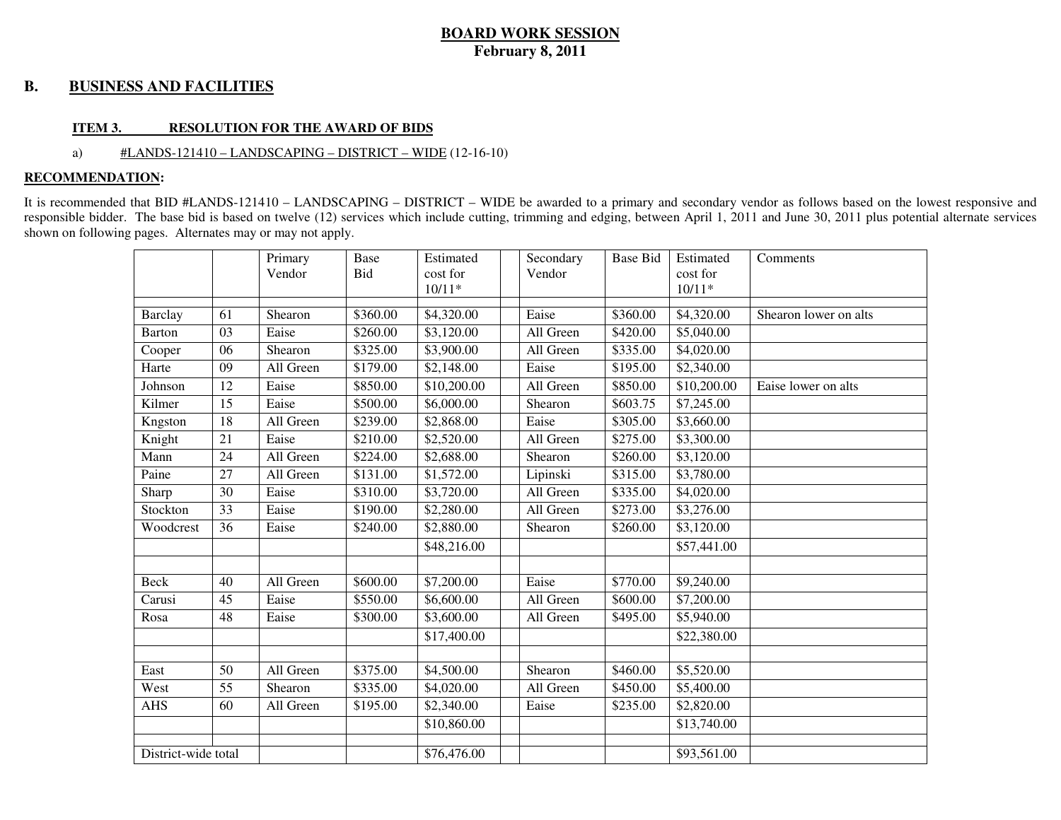**BOARD WORK SESSION**
**February 8, 2011**

## B. BUSINESS AND FACILITIES

**ITEM 3. RESOLUTION FOR THE AWARD OF BIDS**

a) #LANDS-121410 – LANDSCAPING – DISTRICT – WIDE (12-16-10)

**RECOMMENDATION:**

It is recommended that BID #LANDS-121410 – LANDSCAPING – DISTRICT – WIDE be awarded to a primary and secondary vendor as follows based on the lowest responsive and responsible bidder. The base bid is based on twelve (12) services which include cutting, trimming and edging, between April 1, 2011 and June 30, 2011 plus potential alternate services shown on following pages. Alternates may or may not apply.

| | | Primary Vendor | Base Bid | Estimated cost for 10/11* | | Secondary Vendor | Base Bid | Estimated cost for 10/11* | Comments |
|---|---|---|---|---|---|---|---|---|---|
| | | | | | | | | | |
| Barclay | 61 | Shearon | $360.00 | $4,320.00 | | Eaise | $360.00 | $4,320.00 | Shearon lower on alts |
| Barton | 03 | Eaise | $260.00 | $3,120.00 | | All Green | $420.00 | $5,040.00 | |
| Cooper | 06 | Shearon | $325.00 | $3,900.00 | | All Green | $335.00 | $4,020.00 | |
| Harte | 09 | All Green | $179.00 | $2,148.00 | | Eaise | $195.00 | $2,340.00 | |
| Johnson | 12 | Eaise | $850.00 | $10,200.00 | | All Green | $850.00 | $10,200.00 | Eaise lower on alts |
| Kilmer | 15 | Eaise | $500.00 | $6,000.00 | | Shearon | $603.75 | $7,245.00 | |
| Kngston | 18 | All Green | $239.00 | $2,868.00 | | Eaise | $305.00 | $3,660.00 | |
| Knight | 21 | Eaise | $210.00 | $2,520.00 | | All Green | $275.00 | $3,300.00 | |
| Mann | 24 | All Green | $224.00 | $2,688.00 | | Shearon | $260.00 | $3,120.00 | |
| Paine | 27 | All Green | $131.00 | $1,572.00 | | Lipinski | $315.00 | $3,780.00 | |
| Sharp | 30 | Eaise | $310.00 | $3,720.00 | | All Green | $335.00 | $4,020.00 | |
| Stockton | 33 | Eaise | $190.00 | $2,280.00 | | All Green | $273.00 | $3,276.00 | |
| Woodcrest | 36 | Eaise | $240.00 | $2,880.00 | | Shearon | $260.00 | $3,120.00 | |
| | | | | $48,216.00 | | | | $57,441.00 | |
| | | | | | | | | | |
| Beck | 40 | All Green | $600.00 | $7,200.00 | | Eaise | $770.00 | $9,240.00 | |
| Carusi | 45 | Eaise | $550.00 | $6,600.00 | | All Green | $600.00 | $7,200.00 | |
| Rosa | 48 | Eaise | $300.00 | $3,600.00 | | All Green | $495.00 | $5,940.00 | |
| | | | | $17,400.00 | | | | $22,380.00 | |
| | | | | | | | | | |
| East | 50 | All Green | $375.00 | $4,500.00 | | Shearon | $460.00 | $5,520.00 | |
| West | 55 | Shearon | $335.00 | $4,020.00 | | All Green | $450.00 | $5,400.00 | |
| AHS | 60 | All Green | $195.00 | $2,340.00 | | Eaise | $235.00 | $2,820.00 | |
| | | | | $10,860.00 | | | | $13,740.00 | |
| | | | | | | | | | |
| District-wide total | | | | $76,476.00 | | | | $93,561.00 | |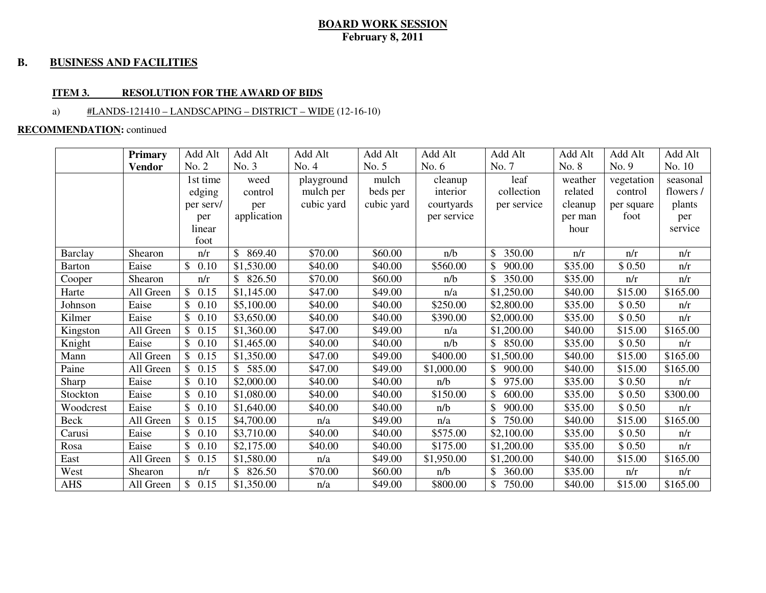**BOARD WORK SESSION**
**February 8, 2011**

## B. BUSINESS AND FACILITIES

### ITEM 3. RESOLUTION FOR THE AWARD OF BIDS

a) #LANDS-121410 – LANDSCAPING – DISTRICT – WIDE (12-16-10)

**RECOMMENDATION:** continued

| | **Primary Vendor** | Add Alt No. 2 | Add Alt No. 3 | Add Alt No. 4 | Add Alt No. 5 | Add Alt No. 6 | Add Alt No. 7 | Add Alt No. 8 | Add Alt No. 9 | Add Alt No. 10 |
|---|---|---|---|---|---|---|---|---|---|---|
| | | 1st time edging per serv/ per linear foot | weed control per application | playground mulch per cubic yard | mulch beds per cubic yard | cleanup interior courtyards per service | leaf collection per service | weather related cleanup per man hour | vegetation control per square foot | seasonal flowers / plants per service |
| Barclay | Shearon | n/r | $ 869.40 | $70.00 | $60.00 | n/b | $ 350.00 | n/r | n/r | n/r |
| Barton | Eaise | $ 0.10 | $1,530.00 | $40.00 | $40.00 | $560.00 | $ 900.00 | $35.00 | $ 0.50 | n/r |
| Cooper | Shearon | n/r | $ 826.50 | $70.00 | $60.00 | n/b | $ 350.00 | $35.00 | n/r | n/r |
| Harte | All Green | $ 0.15 | $1,145.00 | $47.00 | $49.00 | n/a | $1,250.00 | $40.00 | $15.00 | $165.00 |
| Johnson | Eaise | $ 0.10 | $5,100.00 | $40.00 | $40.00 | $250.00 | $2,800.00 | $35.00 | $ 0.50 | n/r |
| Kilmer | Eaise | $ 0.10 | $3,650.00 | $40.00 | $40.00 | $390.00 | $2,000.00 | $35.00 | $ 0.50 | n/r |
| Kingston | All Green | $ 0.15 | $1,360.00 | $47.00 | $49.00 | n/a | $1,200.00 | $40.00 | $15.00 | $165.00 |
| Knight | Eaise | $ 0.10 | $1,465.00 | $40.00 | $40.00 | n/b | $ 850.00 | $35.00 | $ 0.50 | n/r |
| Mann | All Green | $ 0.15 | $1,350.00 | $47.00 | $49.00 | $400.00 | $1,500.00 | $40.00 | $15.00 | $165.00 |
| Paine | All Green | $ 0.15 | $ 585.00 | $47.00 | $49.00 | $1,000.00 | $ 900.00 | $40.00 | $15.00 | $165.00 |
| Sharp | Eaise | $ 0.10 | $2,000.00 | $40.00 | $40.00 | n/b | $ 975.00 | $35.00 | $ 0.50 | n/r |
| Stockton | Eaise | $ 0.10 | $1,080.00 | $40.00 | $40.00 | $150.00 | $ 600.00 | $35.00 | $ 0.50 | $300.00 |
| Woodcrest | Eaise | $ 0.10 | $1,640.00 | $40.00 | $40.00 | n/b | $ 900.00 | $35.00 | $ 0.50 | n/r |
| Beck | All Green | $ 0.15 | $4,700.00 | n/a | $49.00 | n/a | $ 750.00 | $40.00 | $15.00 | $165.00 |
| Carusi | Eaise | $ 0.10 | $3,710.00 | $40.00 | $40.00 | $575.00 | $2,100.00 | $35.00 | $ 0.50 | n/r |
| Rosa | Eaise | $ 0.10 | $2,175.00 | $40.00 | $40.00 | $175.00 | $1,200.00 | $35.00 | $ 0.50 | n/r |
| East | All Green | $ 0.15 | $1,580.00 | n/a | $49.00 | $1,950.00 | $1,200.00 | $40.00 | $15.00 | $165.00 |
| West | Shearon | n/r | $ 826.50 | $70.00 | $60.00 | n/b | $ 360.00 | $35.00 | n/r | n/r |
| AHS | All Green | $ 0.15 | $1,350.00 | n/a | $49.00 | $800.00 | $ 750.00 | $40.00 | $15.00 | $165.00 |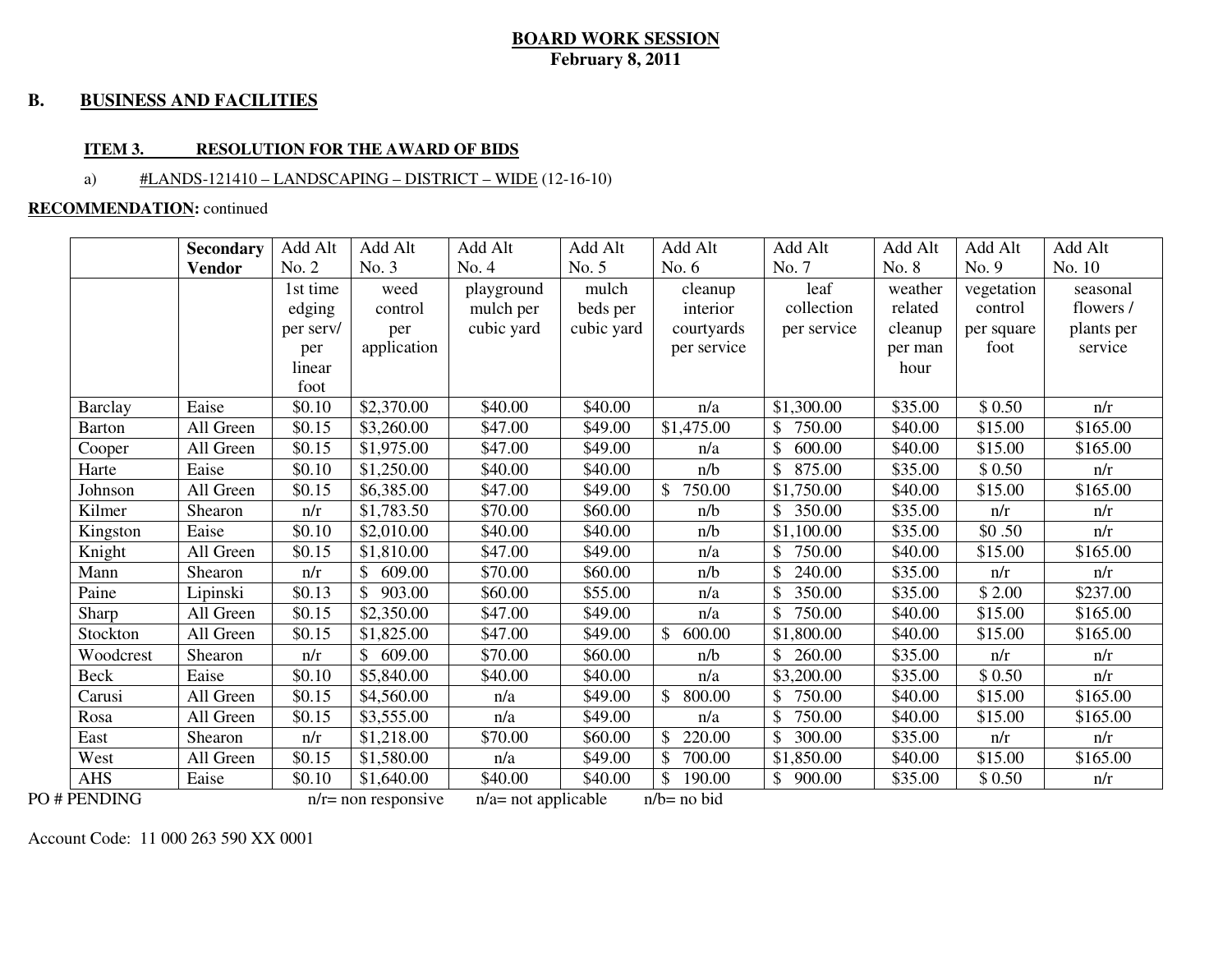**BOARD WORK SESSION**
**February 8, 2011**

## B. BUSINESS AND FACILITIES

### ITEM 3. RESOLUTION FOR THE AWARD OF BIDS

a) #LANDS-121410 – LANDSCAPING – DISTRICT – WIDE (12-16-10)

**RECOMMENDATION:** continued

| | Secondary Vendor | Add Alt No. 2 | Add Alt No. 3 | Add Alt No. 4 | Add Alt No. 5 | Add Alt No. 6 | Add Alt No. 7 | Add Alt No. 8 | Add Alt No. 9 | Add Alt No. 10 |
|---|---|---|---|---|---|---|---|---|---|---|
| | | 1st time edging per serv/ per linear foot | weed control per application | playground mulch per cubic yard | mulch beds per cubic yard | cleanup interior courtyards per service | leaf collection per service | weather related cleanup per man hour | vegetation control per square foot | seasonal flowers / plants per service |
| Barclay | Eaise | $0.10 | $2,370.00 | $40.00 | $40.00 | n/a | $1,300.00 | $35.00 | $ 0.50 | n/r |
| Barton | All Green | $0.15 | $3,260.00 | $47.00 | $49.00 | $1,475.00 | $ 750.00 | $40.00 | $15.00 | $165.00 |
| Cooper | All Green | $0.15 | $1,975.00 | $47.00 | $49.00 | n/a | $ 600.00 | $40.00 | $15.00 | $165.00 |
| Harte | Eaise | $0.10 | $1,250.00 | $40.00 | $40.00 | n/b | $ 875.00 | $35.00 | $ 0.50 | n/r |
| Johnson | All Green | $0.15 | $6,385.00 | $47.00 | $49.00 | $ 750.00 | $1,750.00 | $40.00 | $15.00 | $165.00 |
| Kilmer | Shearon | n/r | $1,783.50 | $70.00 | $60.00 | n/b | $ 350.00 | $35.00 | n/r | n/r |
| Kingston | Eaise | $0.10 | $2,010.00 | $40.00 | $40.00 | n/b | $1,100.00 | $35.00 | $0 .50 | n/r |
| Knight | All Green | $0.15 | $1,810.00 | $47.00 | $49.00 | n/a | $ 750.00 | $40.00 | $15.00 | $165.00 |
| Mann | Shearon | n/r | $ 609.00 | $70.00 | $60.00 | n/b | $ 240.00 | $35.00 | n/r | n/r |
| Paine | Lipinski | $0.13 | $ 903.00 | $60.00 | $55.00 | n/a | $ 350.00 | $35.00 | $ 2.00 | $237.00 |
| Sharp | All Green | $0.15 | $2,350.00 | $47.00 | $49.00 | n/a | $ 750.00 | $40.00 | $15.00 | $165.00 |
| Stockton | All Green | $0.15 | $1,825.00 | $47.00 | $49.00 | $ 600.00 | $1,800.00 | $40.00 | $15.00 | $165.00 |
| Woodcrest | Shearon | n/r | $ 609.00 | $70.00 | $60.00 | n/b | $ 260.00 | $35.00 | n/r | n/r |
| Beck | Eaise | $0.10 | $5,840.00 | $40.00 | $40.00 | n/a | $3,200.00 | $35.00 | $ 0.50 | n/r |
| Carusi | All Green | $0.15 | $4,560.00 | n/a | $49.00 | $ 800.00 | $ 750.00 | $40.00 | $15.00 | $165.00 |
| Rosa | All Green | $0.15 | $3,555.00 | n/a | $49.00 | n/a | $ 750.00 | $40.00 | $15.00 | $165.00 |
| East | Shearon | n/r | $1,218.00 | $70.00 | $60.00 | $ 220.00 | $ 300.00 | $35.00 | n/r | n/r |
| West | All Green | $0.15 | $1,580.00 | n/a | $49.00 | $ 700.00 | $1,850.00 | $40.00 | $15.00 | $165.00 |
| AHS | Eaise | $0.10 | $1,640.00 | $40.00 | $40.00 | $ 190.00 | $ 900.00 | $35.00 | $ 0.50 | n/r |

PO # PENDING n/r= non responsive n/a= not applicable n/b= no bid

Account Code: 11 000 263 590 XX 0001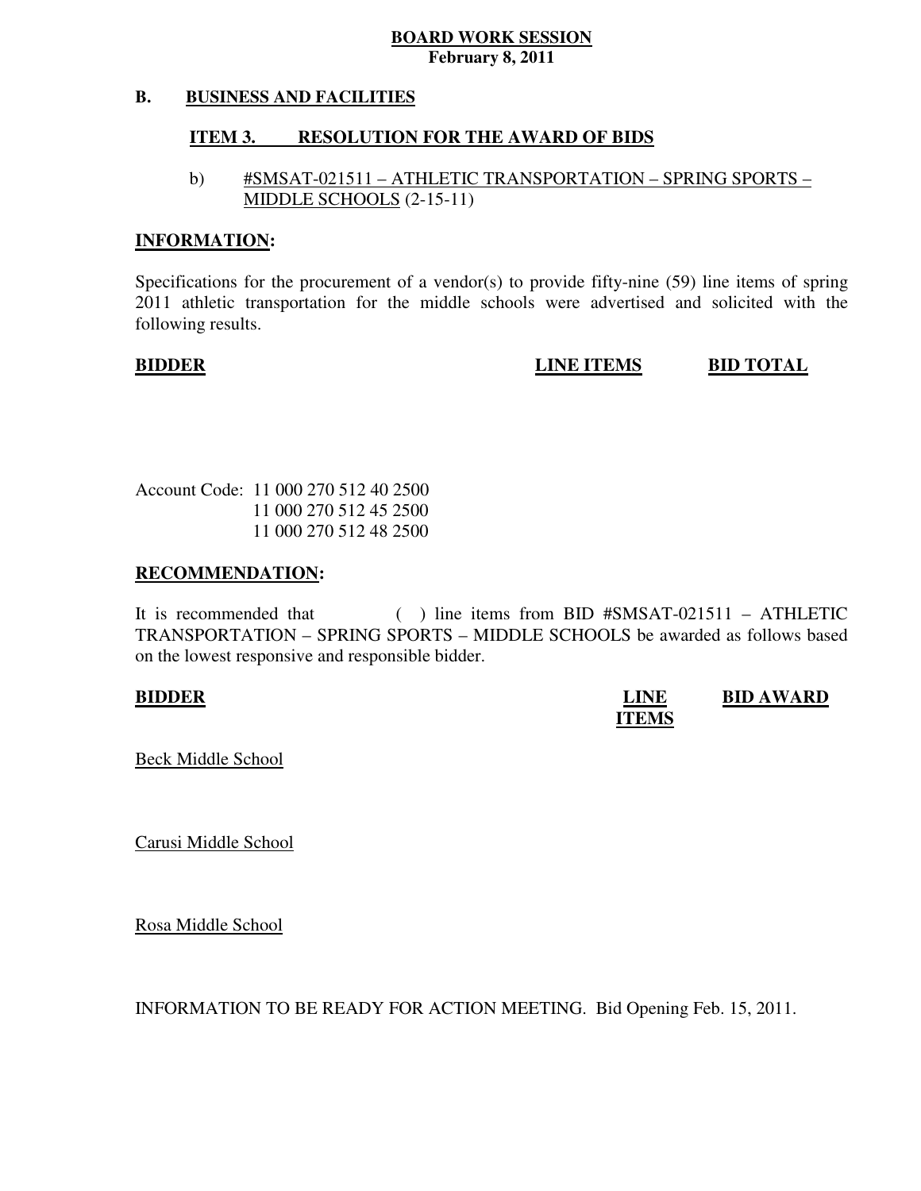**BOARD WORK SESSION**
**February 8, 2011**

**B. BUSINESS AND FACILITIES**

**ITEM 3. RESOLUTION FOR THE AWARD OF BIDS**

b) #SMSAT-021511 – ATHLETIC TRANSPORTATION – SPRING SPORTS – MIDDLE SCHOOLS (2-15-11)

**INFORMATION:**

Specifications for the procurement of a vendor(s) to provide fifty-nine (59) line items of spring 2011 athletic transportation for the middle schools were advertised and solicited with the following results.

| BIDDER | LINE ITEMS | BID TOTAL |
|---|---|---|

Account Code: 11 000 270 512 40 2500
11 000 270 512 45 2500
11 000 270 512 48 2500

**RECOMMENDATION:**

It is recommended that ( ) line items from BID #SMSAT-021511 – ATHLETIC TRANSPORTATION – SPRING SPORTS – MIDDLE SCHOOLS be awarded as follows based on the lowest responsive and responsible bidder.

| BIDDER | LINE ITEMS | BID AWARD |
|---|---|---|
| Beck Middle School | | |
| Carusi Middle School | | |
| Rosa Middle School | | |

INFORMATION TO BE READY FOR ACTION MEETING. Bid Opening Feb. 15, 2011.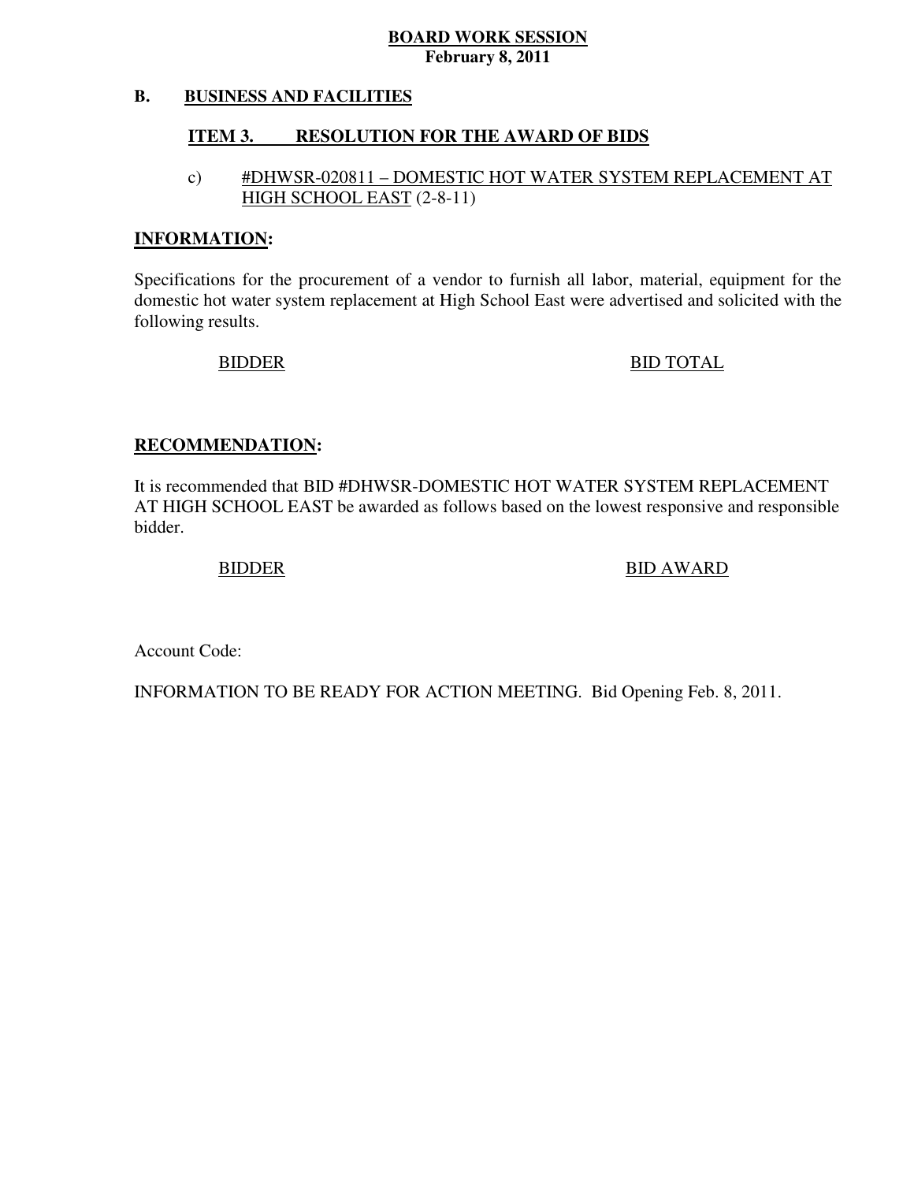**BOARD WORK SESSION**
**February 8, 2011**

**B. BUSINESS AND FACILITIES**

**ITEM 3. RESOLUTION FOR THE AWARD OF BIDS**

c) #DHWSR-020811 – DOMESTIC HOT WATER SYSTEM REPLACEMENT AT HIGH SCHOOL EAST (2-8-11)

**INFORMATION:**

Specifications for the procurement of a vendor to furnish all labor, material, equipment for the domestic hot water system replacement at High School East were advertised and solicited with the following results.

| BIDDER | BID TOTAL |
|---|---|

**RECOMMENDATION:**

It is recommended that BID #DHWSR-DOMESTIC HOT WATER SYSTEM REPLACEMENT AT HIGH SCHOOL EAST be awarded as follows based on the lowest responsive and responsible bidder.

| BIDDER | BID AWARD |
|---|---|

Account Code:

INFORMATION TO BE READY FOR ACTION MEETING. Bid Opening Feb. 8, 2011.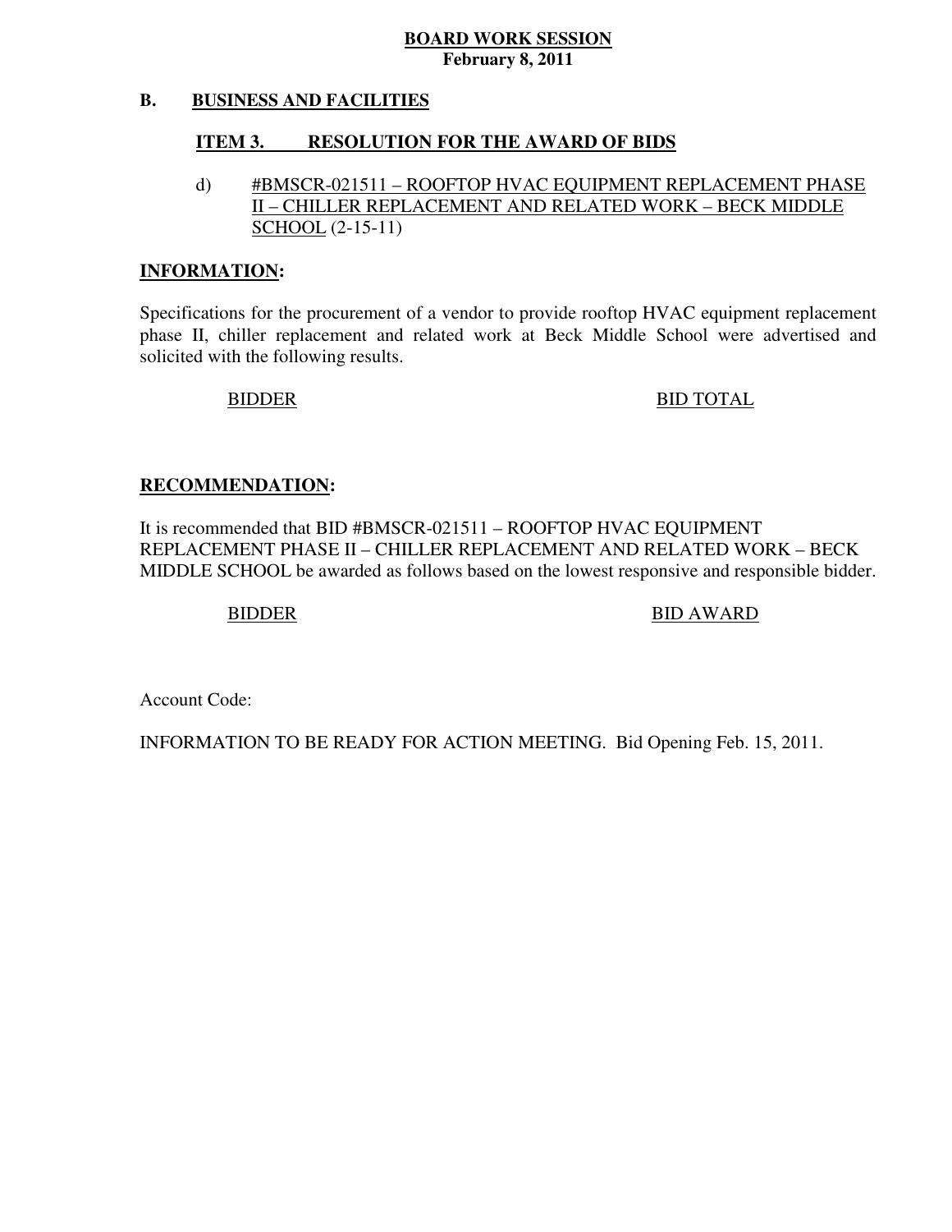**BOARD WORK SESSION**
**February 8, 2011**

**B. BUSINESS AND FACILITIES**

**ITEM 3. RESOLUTION FOR THE AWARD OF BIDS**

d) #BMSCR-021511 – ROOFTOP HVAC EQUIPMENT REPLACEMENT PHASE II – CHILLER REPLACEMENT AND RELATED WORK – BECK MIDDLE SCHOOL (2-15-11)

**INFORMATION:**

Specifications for the procurement of a vendor to provide rooftop HVAC equipment replacement phase II, chiller replacement and related work at Beck Middle School were advertised and solicited with the following results.

| BIDDER | BID TOTAL |
|---|---|

**RECOMMENDATION:**

It is recommended that BID #BMSCR-021511 – ROOFTOP HVAC EQUIPMENT REPLACEMENT PHASE II – CHILLER REPLACEMENT AND RELATED WORK – BECK MIDDLE SCHOOL be awarded as follows based on the lowest responsive and responsible bidder.

| BIDDER | BID AWARD |
|---|---|

Account Code:

INFORMATION TO BE READY FOR ACTION MEETING. Bid Opening Feb. 15, 2011.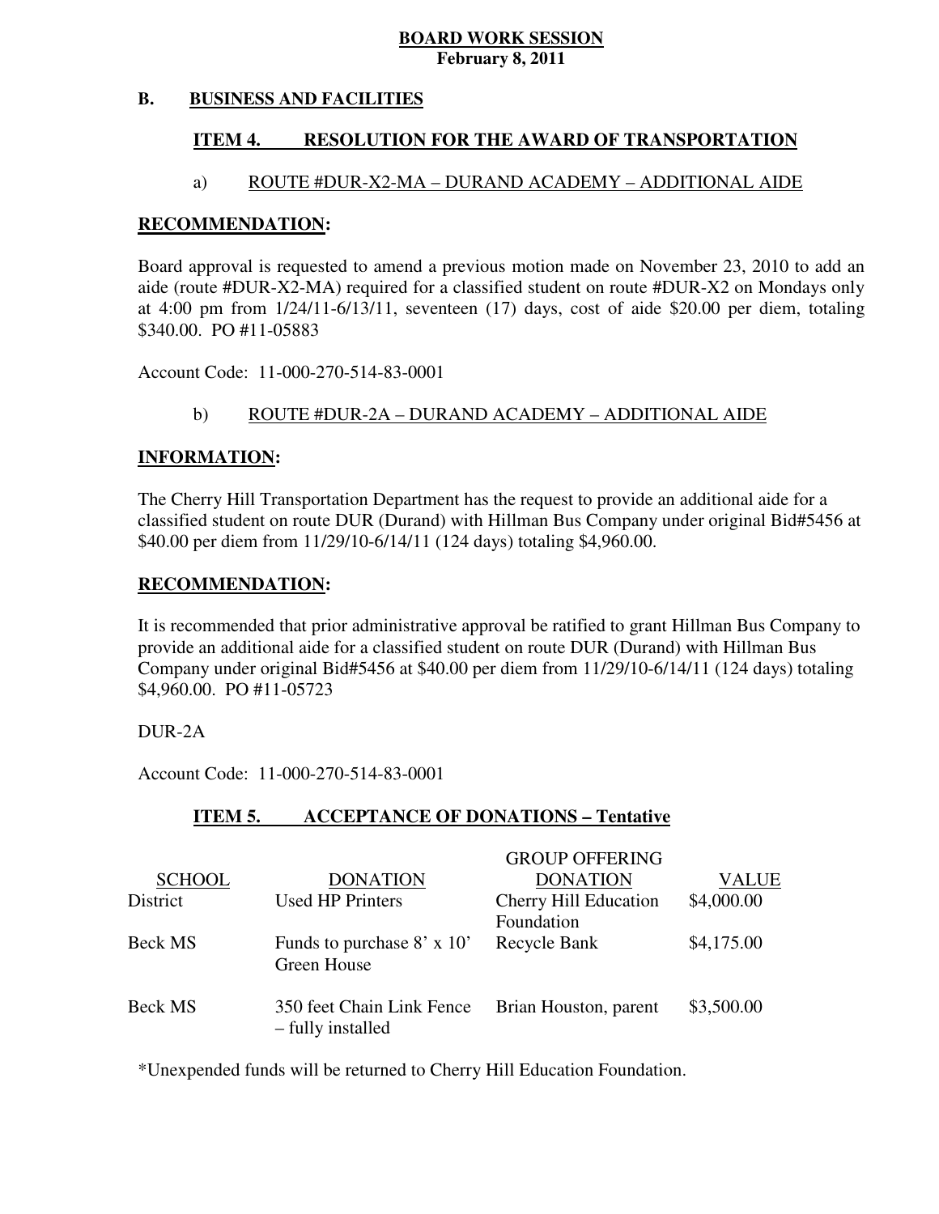**BOARD WORK SESSION**
**February 8, 2011**

## B. BUSINESS AND FACILITIES

### ITEM 4. RESOLUTION FOR THE AWARD OF TRANSPORTATION

a) ROUTE #DUR-X2-MA – DURAND ACADEMY – ADDITIONAL AIDE

**RECOMMENDATION:**

Board approval is requested to amend a previous motion made on November 23, 2010 to add an aide (route #DUR-X2-MA) required for a classified student on route #DUR-X2 on Mondays only at 4:00 pm from 1/24/11-6/13/11, seventeen (17) days, cost of aide $20.00 per diem, totaling $340.00. PO #11-05883

Account Code: 11-000-270-514-83-0001

b) ROUTE #DUR-2A – DURAND ACADEMY – ADDITIONAL AIDE

**INFORMATION:**

The Cherry Hill Transportation Department has the request to provide an additional aide for a classified student on route DUR (Durand) with Hillman Bus Company under original Bid#5456 at $40.00 per diem from 11/29/10-6/14/11 (124 days) totaling $4,960.00.

**RECOMMENDATION:**

It is recommended that prior administrative approval be ratified to grant Hillman Bus Company to provide an additional aide for a classified student on route DUR (Durand) with Hillman Bus Company under original Bid#5456 at $40.00 per diem from 11/29/10-6/14/11 (124 days) totaling $4,960.00. PO #11-05723

DUR-2A

Account Code: 11-000-270-514-83-0001

### ITEM 5. ACCEPTANCE OF DONATIONS – Tentative

| SCHOOL | DONATION | GROUP OFFERING DONATION | VALUE |
|---|---|---|---|
| District | Used HP Printers | Cherry Hill Education Foundation | $4,000.00 |
| Beck MS | Funds to purchase 8' x 10' Green House | Recycle Bank | $4,175.00 |
| Beck MS | 350 feet Chain Link Fence – fully installed | Brian Houston, parent | $3,500.00 |

*Unexpended funds will be returned to Cherry Hill Education Foundation.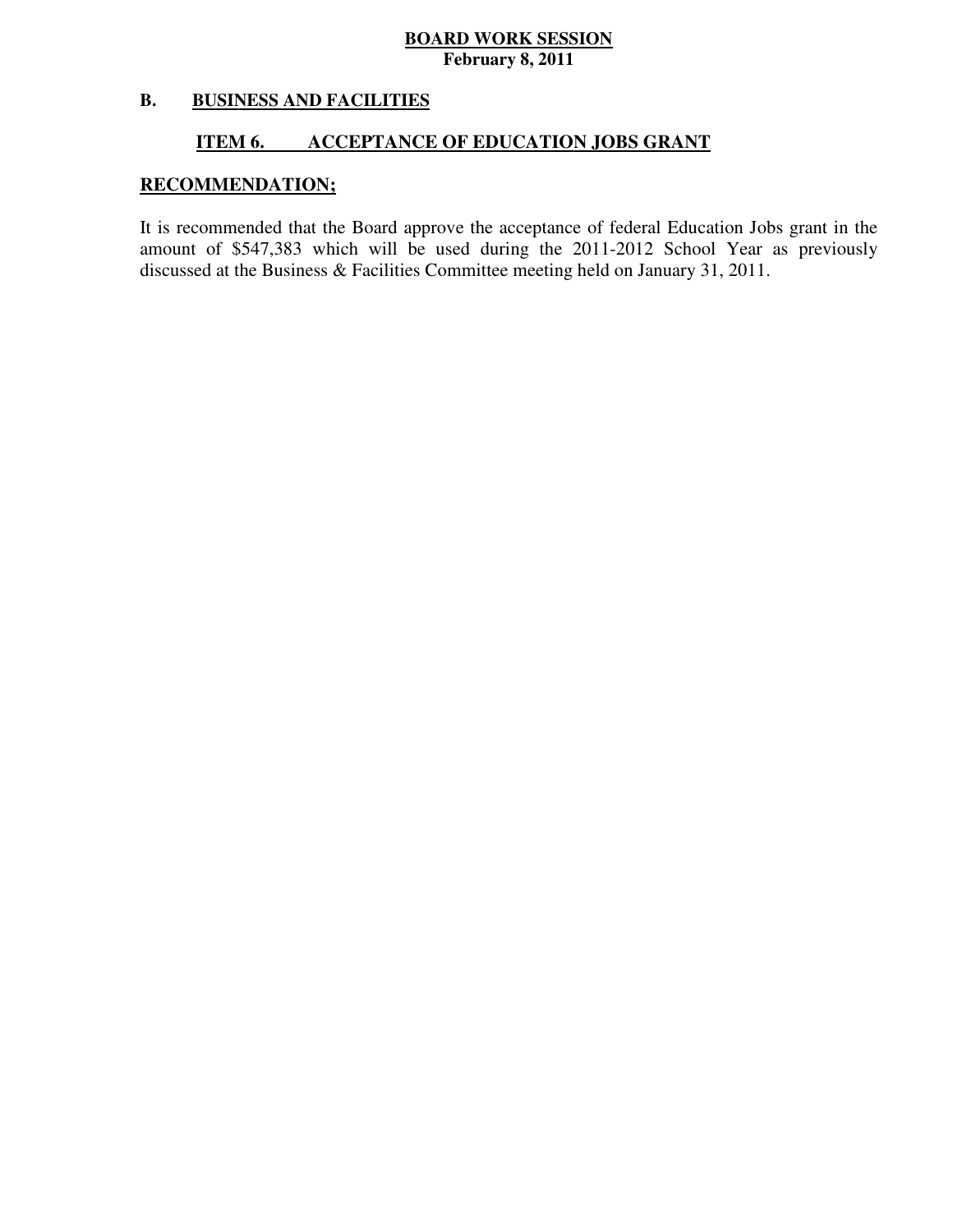**BOARD WORK SESSION**
**February 8, 2011**

## B. BUSINESS AND FACILITIES

### ITEM 6. ACCEPTANCE OF EDUCATION JOBS GRANT

**RECOMMENDATION;**

It is recommended that the Board approve the acceptance of federal Education Jobs grant in the amount of $547,383 which will be used during the 2011-2012 School Year as previously discussed at the Business & Facilities Committee meeting held on January 31, 2011.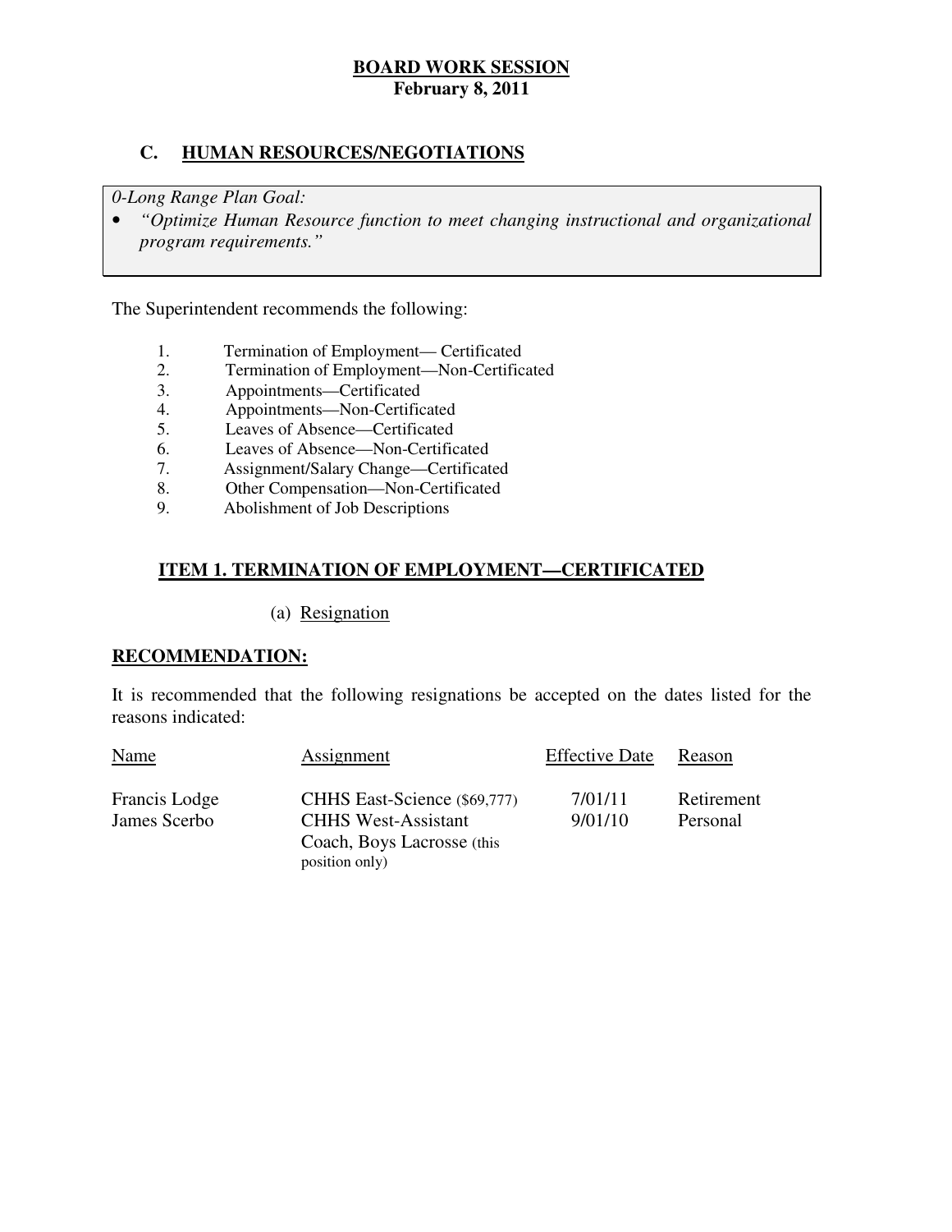**BOARD WORK SESSION**
**February 8, 2011**

## C. HUMAN RESOURCES/NEGOTIATIONS

*0-Long Range Plan Goal:*

- *"Optimize Human Resource function to meet changing instructional and organizational program requirements."*

The Superintendent recommends the following:

1. Termination of Employment— Certificated
2. Termination of Employment—Non-Certificated
3. Appointments—Certificated
4. Appointments—Non-Certificated
5. Leaves of Absence—Certificated
6. Leaves of Absence—Non-Certificated
7. Assignment/Salary Change—Certificated
8. Other Compensation—Non-Certificated
9. Abolishment of Job Descriptions

### ITEM 1. TERMINATION OF EMPLOYMENT—CERTIFICATED

(a) Resignation

**RECOMMENDATION:**

It is recommended that the following resignations be accepted on the dates listed for the reasons indicated:

| Name | Assignment | Effective Date | Reason |
|---|---|---|---|
| Francis Lodge | CHHS East-Science ($69,777) | 7/01/11 | Retirement |
| James Scerbo | CHHS West-Assistant Coach, Boys Lacrosse (this position only) | 9/01/10 | Personal |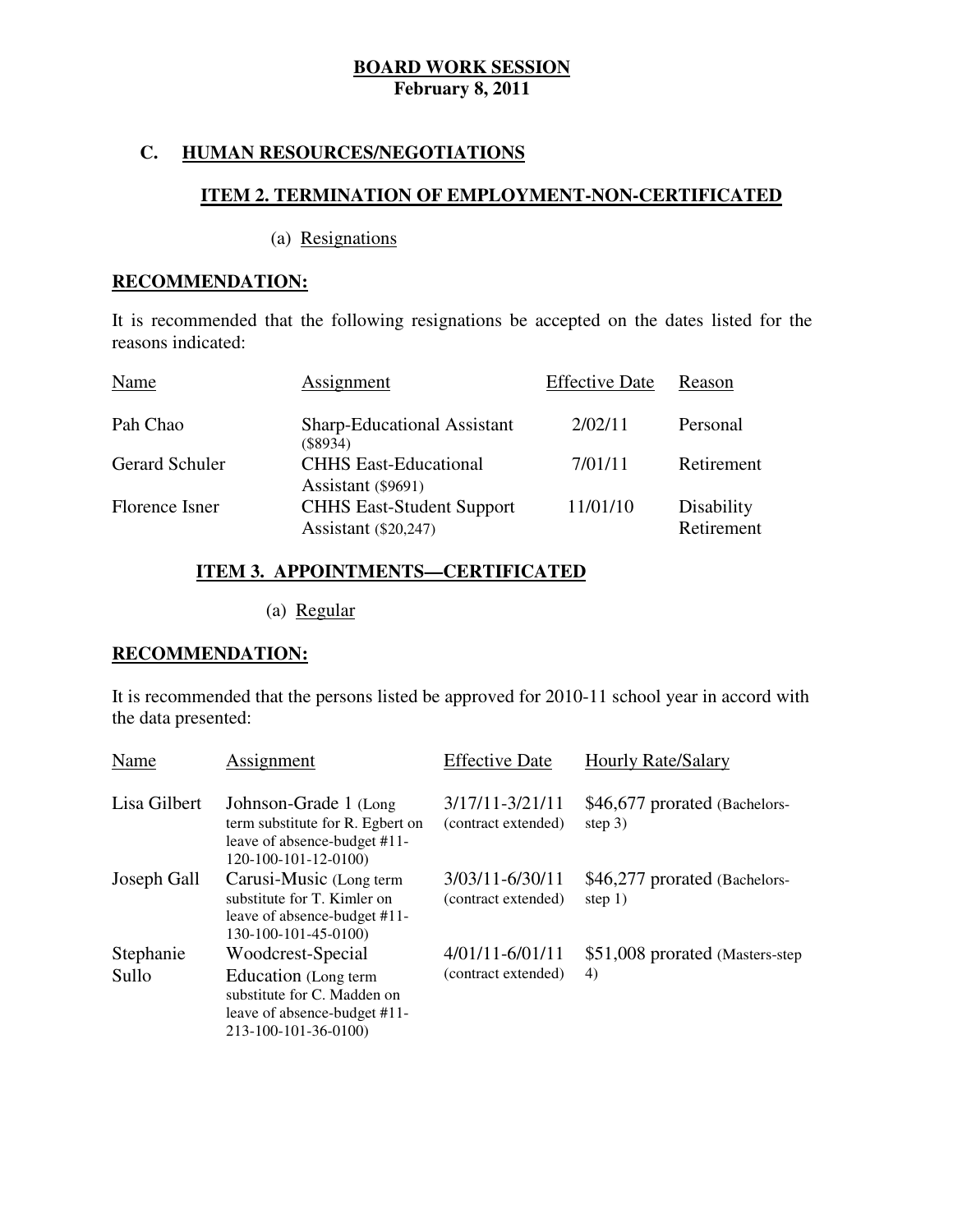**BOARD WORK SESSION**
**February 8, 2011**

## C. HUMAN RESOURCES/NEGOTIATIONS

### ITEM 2. TERMINATION OF EMPLOYMENT-NON-CERTIFICATED

(a) Resignations

**RECOMMENDATION:**

It is recommended that the following resignations be accepted on the dates listed for the reasons indicated:

| Name | Assignment | Effective Date | Reason |
|---|---|---|---|
| Pah Chao | Sharp-Educational Assistant ($8934) | 2/02/11 | Personal |
| Gerard Schuler | CHHS East-Educational Assistant ($9691) | 7/01/11 | Retirement |
| Florence Isner | CHHS East-Student Support Assistant ($20,247) | 11/01/10 | Disability Retirement |

### ITEM 3. APPOINTMENTS—CERTIFICATED

(a) Regular

**RECOMMENDATION:**

It is recommended that the persons listed be approved for 2010-11 school year in accord with the data presented:

| Name | Assignment | Effective Date | Hourly Rate/Salary |
|---|---|---|---|
| Lisa Gilbert | Johnson-Grade 1 (Long term substitute for R. Egbert on leave of absence-budget #11-120-100-101-12-0100) | 3/17/11-3/21/11 (contract extended) | $46,677 prorated (Bachelors-step 3) |
| Joseph Gall | Carusi-Music (Long term substitute for T. Kimler on leave of absence-budget #11-130-100-101-45-0100) | 3/03/11-6/30/11 (contract extended) | $46,277 prorated (Bachelors-step 1) |
| Stephanie Sullo | Woodcrest-Special Education (Long term substitute for C. Madden on leave of absence-budget #11-213-100-101-36-0100) | 4/01/11-6/01/11 (contract extended) | $51,008 prorated (Masters-step 4) |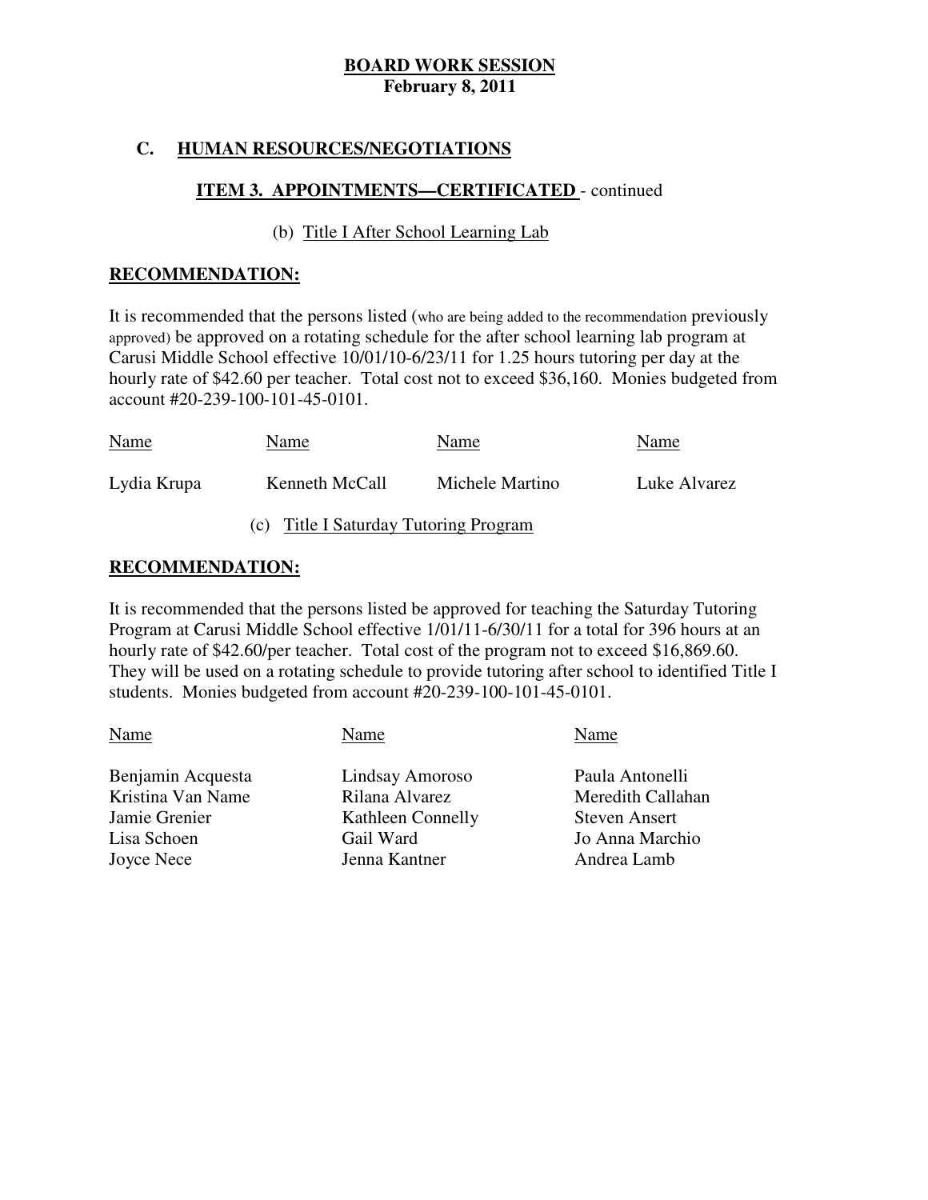**BOARD WORK SESSION**
**February 8, 2011**

## C. HUMAN RESOURCES/NEGOTIATIONS

### ITEM 3. APPOINTMENTS—CERTIFICATED - continued

(b) Title I After School Learning Lab

**RECOMMENDATION:**

It is recommended that the persons listed (who are being added to the recommendation previously approved) be approved on a rotating schedule for the after school learning lab program at Carusi Middle School effective 10/01/10-6/23/11 for 1.25 hours tutoring per day at the hourly rate of $42.60 per teacher. Total cost not to exceed $36,160. Monies budgeted from account #20-239-100-101-45-0101.

| Name | Name | Name | Name |
|---|---|---|---|
| Lydia Krupa | Kenneth McCall | Michele Martino | Luke Alvarez |

(c) Title I Saturday Tutoring Program

**RECOMMENDATION:**

It is recommended that the persons listed be approved for teaching the Saturday Tutoring Program at Carusi Middle School effective 1/01/11-6/30/11 for a total for 396 hours at an hourly rate of $42.60/per teacher. Total cost of the program not to exceed $16,869.60. They will be used on a rotating schedule to provide tutoring after school to identified Title I students. Monies budgeted from account #20-239-100-101-45-0101.

| Name | Name | Name |
|---|---|---|
| Benjamin Acquesta | Lindsay Amoroso | Paula Antonelli |
| Kristina Van Name | Rilana Alvarez | Meredith Callahan |
| Jamie Grenier | Kathleen Connelly | Steven Ansert |
| Lisa Schoen | Gail Ward | Jo Anna Marchio |
| Joyce Nece | Jenna Kantner | Andrea Lamb |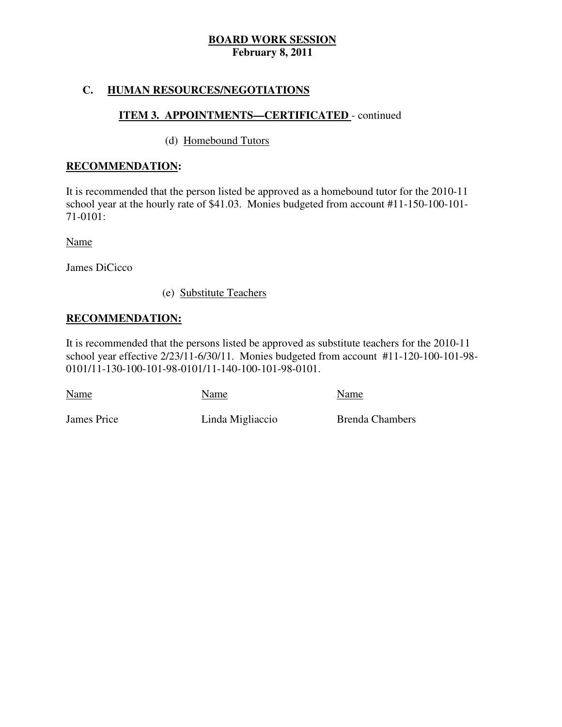**BOARD WORK SESSION**
**February 8, 2011**

## C. HUMAN RESOURCES/NEGOTIATIONS

### ITEM 3. APPOINTMENTS—CERTIFICATED - continued

(d) Homebound Tutors

**RECOMMENDATION:**

It is recommended that the person listed be approved as a homebound tutor for the 2010-11 school year at the hourly rate of $41.03. Monies budgeted from account #11-150-100-101-71-0101:

Name

James DiCicco

(e) Substitute Teachers

**RECOMMENDATION:**

It is recommended that the persons listed be approved as substitute teachers for the 2010-11 school year effective 2/23/11-6/30/11. Monies budgeted from account #11-120-100-101-98-0101/11-130-100-101-98-0101/11-140-100-101-98-0101.

| Name | Name | Name |
|---|---|---|
| James Price | Linda Migliaccio | Brenda Chambers |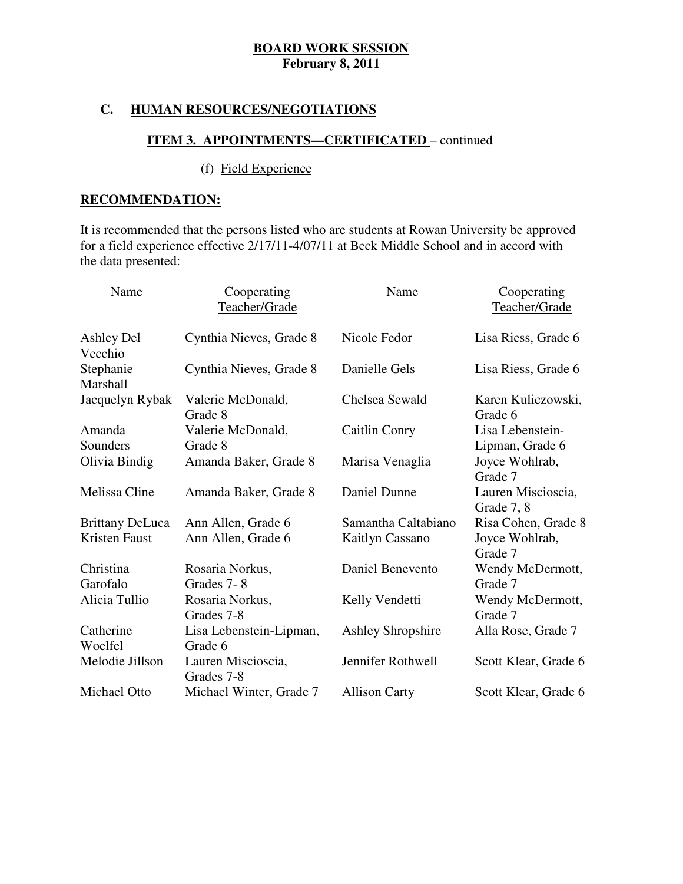**BOARD WORK SESSION**
**February 8, 2011**

## C. HUMAN RESOURCES/NEGOTIATIONS

### ITEM 3. APPOINTMENTS—CERTIFICATED – continued

(f) Field Experience

**RECOMMENDATION:**

It is recommended that the persons listed who are students at Rowan University be approved for a field experience effective 2/17/11-4/07/11 at Beck Middle School and in accord with the data presented:

| Name | Cooperating Teacher/Grade | Name | Cooperating Teacher/Grade |
|---|---|---|---|
| Ashley Del Vecchio | Cynthia Nieves, Grade 8 | Nicole Fedor | Lisa Riess, Grade 6 |
| Stephanie Marshall | Cynthia Nieves, Grade 8 | Danielle Gels | Lisa Riess, Grade 6 |
| Jacquelyn Rybak | Valerie McDonald, Grade 8 | Chelsea Sewald | Karen Kuliczowski, Grade 6 |
| Amanda Sounders | Valerie McDonald, Grade 8 | Caitlin Conry | Lisa Lebenstein-Lipman, Grade 6 |
| Olivia Bindig | Amanda Baker, Grade 8 | Marisa Venaglia | Joyce Wohlrab, Grade 7 |
| Melissa Cline | Amanda Baker, Grade 8 | Daniel Dunne | Lauren Miscioscia, Grade 7, 8 |
| Brittany DeLuca | Ann Allen, Grade 6 | Samantha Caltabiano | Risa Cohen, Grade 8 |
| Kristen Faust | Ann Allen, Grade 6 | Kaitlyn Cassano | Joyce Wohlrab, Grade 7 |
| Christina Garofalo | Rosaria Norkus, Grades 7- 8 | Daniel Benevento | Wendy McDermott, Grade 7 |
| Alicia Tullio | Rosaria Norkus, Grades 7-8 | Kelly Vendetti | Wendy McDermott, Grade 7 |
| Catherine Woelfel | Lisa Lebenstein-Lipman, Grade 6 | Ashley Shropshire | Alla Rose, Grade 7 |
| Melodie Jillson | Lauren Miscioscia, Grades 7-8 | Jennifer Rothwell | Scott Klear, Grade 6 |
| Michael Otto | Michael Winter, Grade 7 | Allison Carty | Scott Klear, Grade 6 |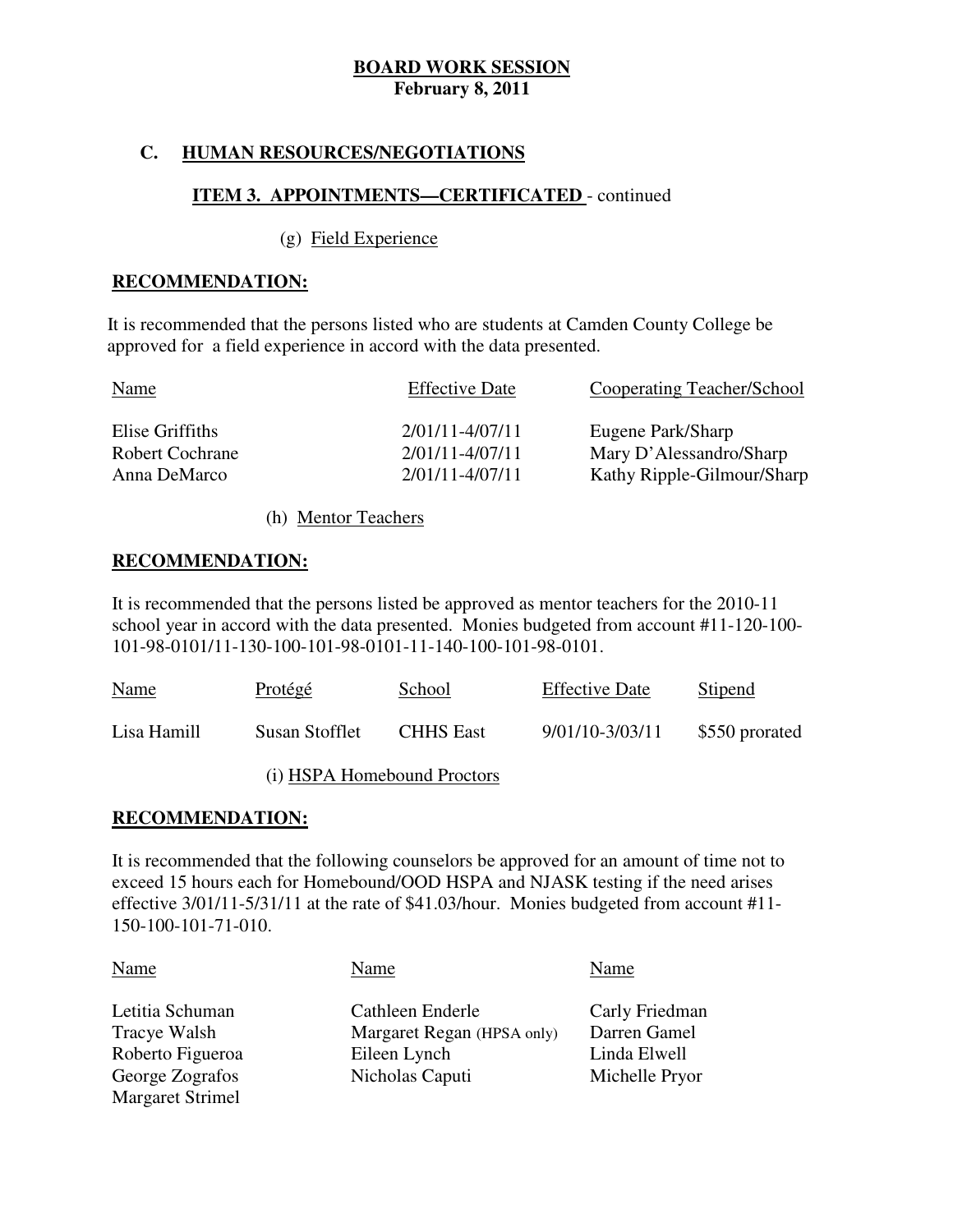**BOARD WORK SESSION**
**February 8, 2011**

## C. HUMAN RESOURCES/NEGOTIATIONS

### ITEM 3. APPOINTMENTS—CERTIFICATED - continued

(g) Field Experience

**RECOMMENDATION:**

It is recommended that the persons listed who are students at Camden County College be approved for a field experience in accord with the data presented.

| Name | Effective Date | Cooperating Teacher/School |
|---|---|---|
| Elise Griffiths | 2/01/11-4/07/11 | Eugene Park/Sharp |
| Robert Cochrane | 2/01/11-4/07/11 | Mary D'Alessandro/Sharp |
| Anna DeMarco | 2/01/11-4/07/11 | Kathy Ripple-Gilmour/Sharp |

(h) Mentor Teachers

**RECOMMENDATION:**

It is recommended that the persons listed be approved as mentor teachers for the 2010-11 school year in accord with the data presented. Monies budgeted from account #11-120-100-101-98-0101/11-130-100-101-98-0101-11-140-100-101-98-0101.

| Name | Protégé | School | Effective Date | Stipend |
|---|---|---|---|---|
| Lisa Hamill | Susan Stofflet | CHHS East | 9/01/10-3/03/11 | $550 prorated |

(i) HSPA Homebound Proctors

**RECOMMENDATION:**

It is recommended that the following counselors be approved for an amount of time not to exceed 15 hours each for Homebound/OOD HSPA and NJASK testing if the need arises effective 3/01/11-5/31/11 at the rate of $41.03/hour. Monies budgeted from account #11-150-100-101-71-010.

| Name | Name | Name |
|---|---|---|
| Letitia Schuman | Cathleen Enderle | Carly Friedman |
| Tracye Walsh | Margaret Regan (HPSA only) | Darren Gamel |
| Roberto Figueroa | Eileen Lynch | Linda Elwell |
| George Zografos | Nicholas Caputi | Michelle Pryor |
| Margaret Strimel | | |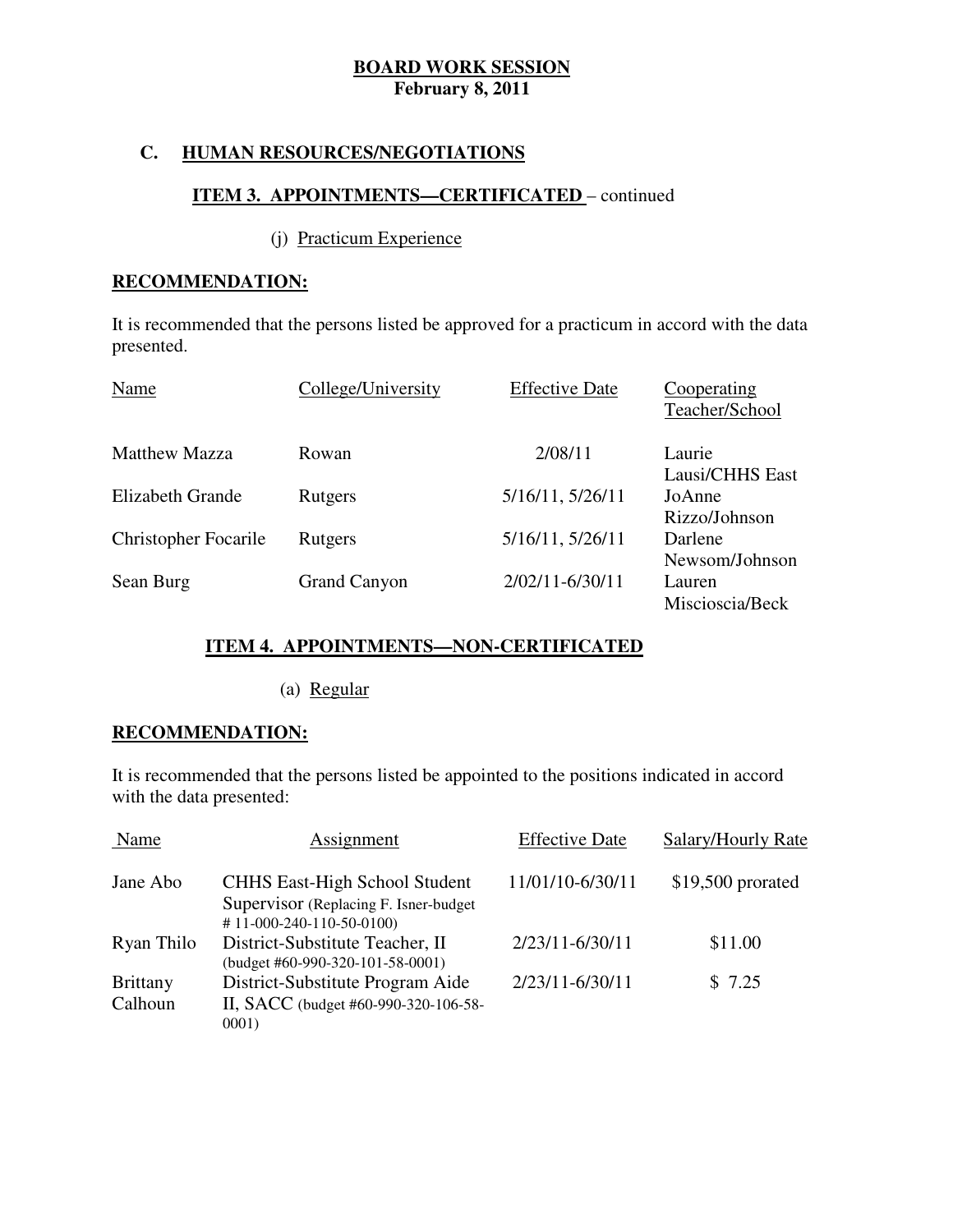**BOARD WORK SESSION**
**February 8, 2011**

## C. HUMAN RESOURCES/NEGOTIATIONS

### ITEM 3. APPOINTMENTS—CERTIFICATED – continued

(j) Practicum Experience

**RECOMMENDATION:**

It is recommended that the persons listed be approved for a practicum in accord with the data presented.

| Name | College/University | Effective Date | Cooperating Teacher/School |
|---|---|---|---|
| Matthew Mazza | Rowan | 2/08/11 | Laurie Lausi/CHHS East |
| Elizabeth Grande | Rutgers | 5/16/11, 5/26/11 | JoAnne Rizzo/Johnson |
| Christopher Focarile | Rutgers | 5/16/11, 5/26/11 | Darlene Newsom/Johnson |
| Sean Burg | Grand Canyon | 2/02/11-6/30/11 | Lauren Miscioscia/Beck |

### ITEM 4. APPOINTMENTS—NON-CERTIFICATED

(a) Regular

**RECOMMENDATION:**

It is recommended that the persons listed be appointed to the positions indicated in accord with the data presented:

| Name | Assignment | Effective Date | Salary/Hourly Rate |
|---|---|---|---|
| Jane Abo | CHHS East-High School Student Supervisor (Replacing F. Isner-budget # 11-000-240-110-50-0100) | 11/01/10-6/30/11 | $19,500 prorated |
| Ryan Thilo | District-Substitute Teacher, II (budget #60-990-320-101-58-0001) | 2/23/11-6/30/11 | $11.00 |
| Brittany Calhoun | District-Substitute Program Aide II, SACC (budget #60-990-320-106-58-0001) | 2/23/11-6/30/11 | $ 7.25 |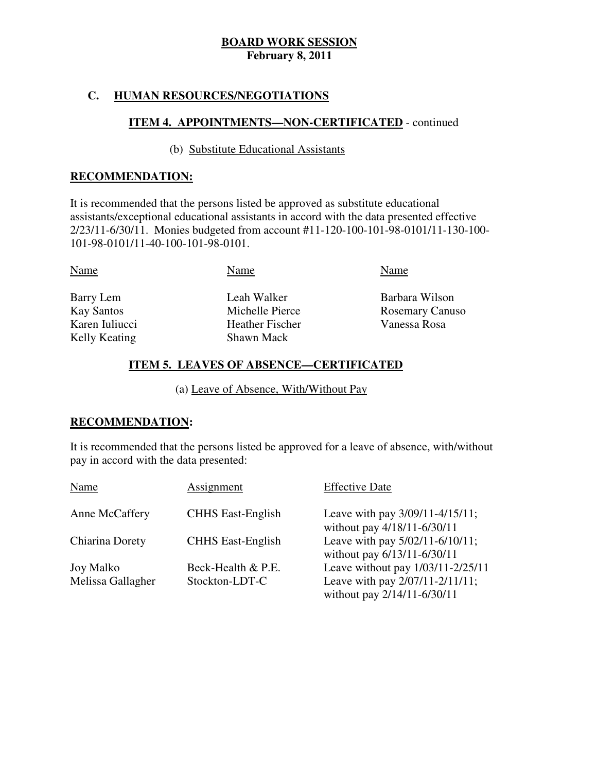**BOARD WORK SESSION**
**February 8, 2011**

## C. HUMAN RESOURCES/NEGOTIATIONS

### ITEM 4. APPOINTMENTS—NON-CERTIFICATED - continued

(b) Substitute Educational Assistants

**RECOMMENDATION:**

It is recommended that the persons listed be approved as substitute educational assistants/exceptional educational assistants in accord with the data presented effective 2/23/11-6/30/11. Monies budgeted from account #11-120-100-101-98-0101/11-130-100-101-98-0101/11-40-100-101-98-0101.

| Name | Name | Name |
|---|---|---|
| Barry Lem | Leah Walker | Barbara Wilson |
| Kay Santos | Michelle Pierce | Rosemary Canuso |
| Karen Iuliucci | Heather Fischer | Vanessa Rosa |
| Kelly Keating | Shawn Mack | |

### ITEM 5. LEAVES OF ABSENCE—CERTIFICATED

(a) Leave of Absence, With/Without Pay

**RECOMMENDATION:**

It is recommended that the persons listed be approved for a leave of absence, with/without pay in accord with the data presented:

| Name | Assignment | Effective Date |
|---|---|---|
| Anne McCaffery | CHHS East-English | Leave with pay 3/09/11-4/15/11; without pay 4/18/11-6/30/11 |
| Chiarina Dorety | CHHS East-English | Leave with pay 5/02/11-6/10/11; without pay 6/13/11-6/30/11 |
| Joy Malko | Beck-Health & P.E. | Leave without pay 1/03/11-2/25/11 |
| Melissa Gallagher | Stockton-LDT-C | Leave with pay 2/07/11-2/11/11; without pay 2/14/11-6/30/11 |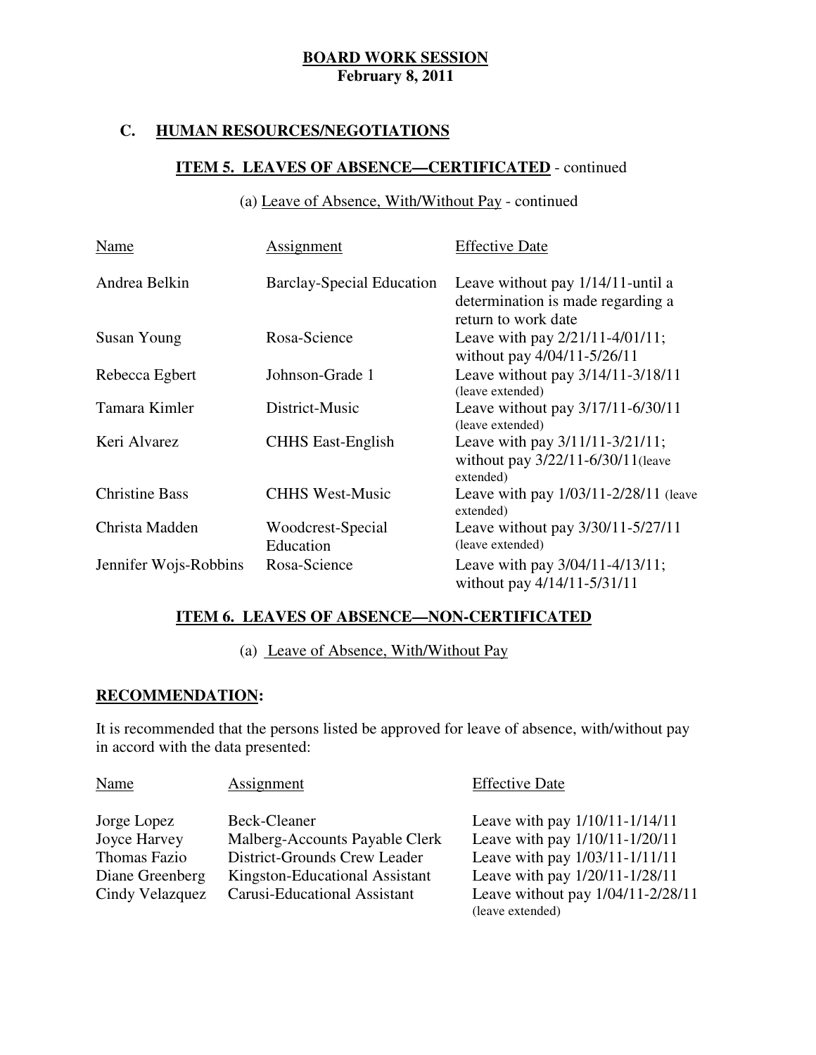**BOARD WORK SESSION**
**February 8, 2011**

## C. HUMAN RESOURCES/NEGOTIATIONS

### ITEM 5. LEAVES OF ABSENCE—CERTIFICATED - continued

(a) Leave of Absence, With/Without Pay - continued

| Name | Assignment | Effective Date |
|---|---|---|
| Andrea Belkin | Barclay-Special Education | Leave without pay 1/14/11-until a determination is made regarding a return to work date |
| Susan Young | Rosa-Science | Leave with pay 2/21/11-4/01/11; without pay 4/04/11-5/26/11 |
| Rebecca Egbert | Johnson-Grade 1 | Leave without pay 3/14/11-3/18/11 (leave extended) |
| Tamara Kimler | District-Music | Leave without pay 3/17/11-6/30/11 (leave extended) |
| Keri Alvarez | CHHS East-English | Leave with pay 3/11/11-3/21/11; without pay 3/22/11-6/30/11(leave extended) |
| Christine Bass | CHHS West-Music | Leave with pay 1/03/11-2/28/11 (leave extended) |
| Christa Madden | Woodcrest-Special Education | Leave without pay 3/30/11-5/27/11 (leave extended) |
| Jennifer Wojs-Robbins | Rosa-Science | Leave with pay 3/04/11-4/13/11; without pay 4/14/11-5/31/11 |

### ITEM 6. LEAVES OF ABSENCE—NON-CERTIFICATED

(a) Leave of Absence, With/Without Pay

**RECOMMENDATION:**

It is recommended that the persons listed be approved for leave of absence, with/without pay in accord with the data presented:

| Name | Assignment | Effective Date |
|---|---|---|
| Jorge Lopez | Beck-Cleaner | Leave with pay 1/10/11-1/14/11 |
| Joyce Harvey | Malberg-Accounts Payable Clerk | Leave with pay 1/10/11-1/20/11 |
| Thomas Fazio | District-Grounds Crew Leader | Leave with pay 1/03/11-1/11/11 |
| Diane Greenberg | Kingston-Educational Assistant | Leave with pay 1/20/11-1/28/11 |
| Cindy Velazquez | Carusi-Educational Assistant | Leave without pay 1/04/11-2/28/11 (leave extended) |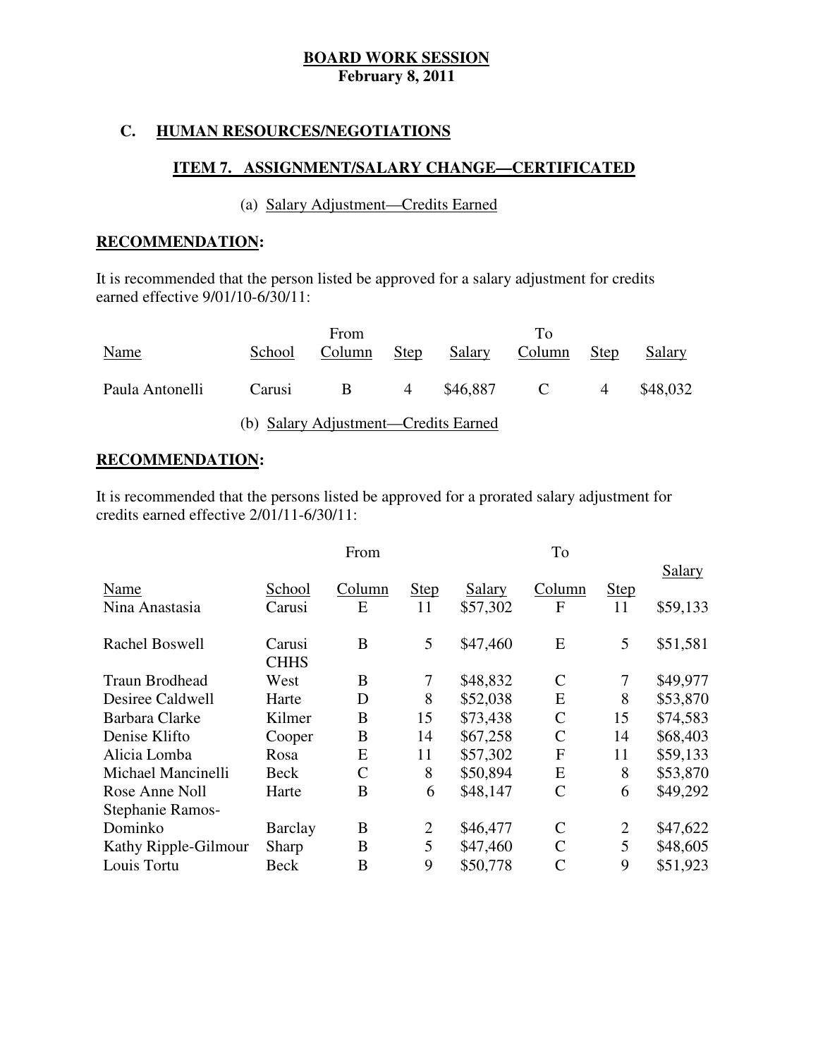**BOARD WORK SESSION**
**February 8, 2011**

## C. HUMAN RESOURCES/NEGOTIATIONS

### ITEM 7. ASSIGNMENT/SALARY CHANGE—CERTIFICATED

(a) Salary Adjustment—Credits Earned

**RECOMMENDATION:**

It is recommended that the person listed be approved for a salary adjustment for credits earned effective 9/01/10-6/30/11:

| | | From | | | To | | |
|---|---|---|---|---|---|---|---|
| Name | School | Column | Step | Salary | Column | Step | Salary |
| Paula Antonelli | Carusi | B | 4 | $46,887 | C | 4 | $48,032 |

(b) Salary Adjustment—Credits Earned

**RECOMMENDATION:**

It is recommended that the persons listed be approved for a prorated salary adjustment for credits earned effective 2/01/11-6/30/11:

| | | From | | | To | | |
|---|---|---|---|---|---|---|---|
| Name | School | Column | Step | Salary | Column | Step | Salary |
| Nina Anastasia | Carusi | E | 11 | $57,302 | F | 11 | $59,133 |
| Rachel Boswell | Carusi CHHS | B | 5 | $47,460 | E | 5 | $51,581 |
| Traun Brodhead | West | B | 7 | $48,832 | C | 7 | $49,977 |
| Desiree Caldwell | Harte | D | 8 | $52,038 | E | 8 | $53,870 |
| Barbara Clarke | Kilmer | B | 15 | $73,438 | C | 15 | $74,583 |
| Denise Klifto | Cooper | B | 14 | $67,258 | C | 14 | $68,403 |
| Alicia Lomba | Rosa | E | 11 | $57,302 | F | 11 | $59,133 |
| Michael Mancinelli | Beck | C | 8 | $50,894 | E | 8 | $53,870 |
| Rose Anne Noll | Harte | B | 6 | $48,147 | C | 6 | $49,292 |
| Stephanie Ramos-Dominko | Barclay | B | 2 | $46,477 | C | 2 | $47,622 |
| Kathy Ripple-Gilmour | Sharp | B | 5 | $47,460 | C | 5 | $48,605 |
| Louis Tortu | Beck | B | 9 | $50,778 | C | 9 | $51,923 |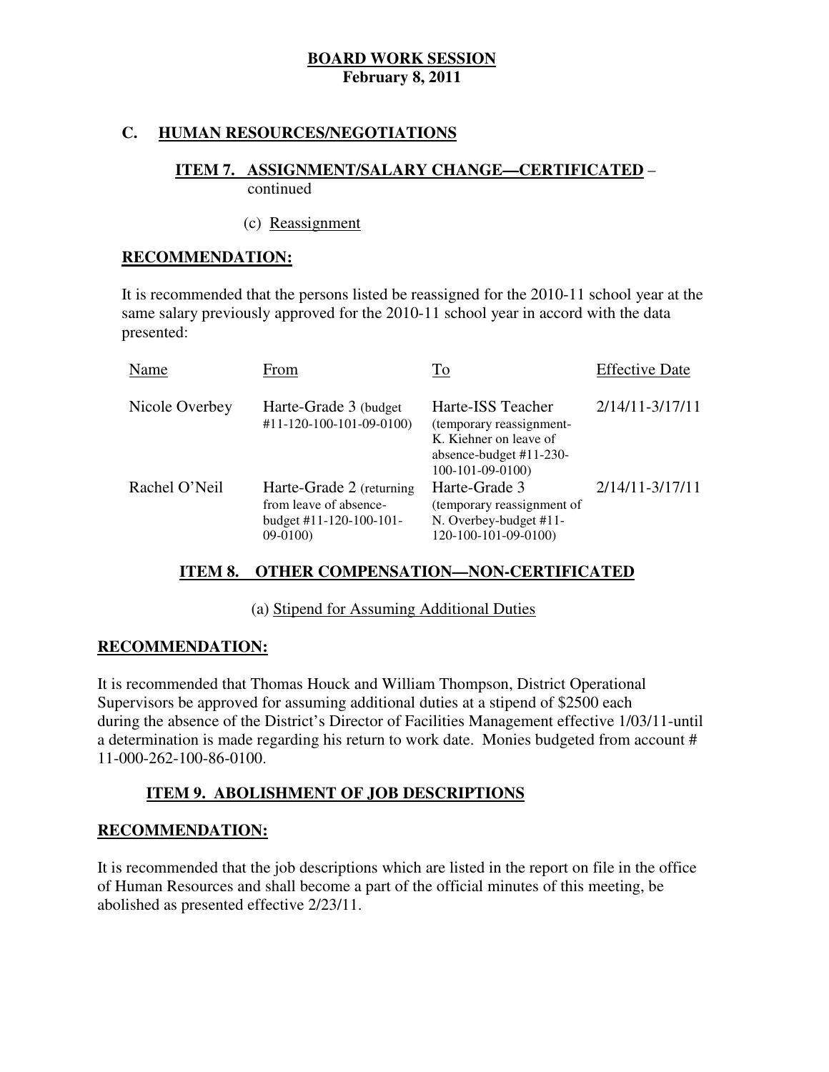**BOARD WORK SESSION**
**February 8, 2011**

## C. HUMAN RESOURCES/NEGOTIATIONS

### ITEM 7. ASSIGNMENT/SALARY CHANGE—CERTIFICATED – continued

(c) Reassignment

**RECOMMENDATION:**

It is recommended that the persons listed be reassigned for the 2010-11 school year at the same salary previously approved for the 2010-11 school year in accord with the data presented:

| Name | From | To | Effective Date |
|---|---|---|---|
| Nicole Overbey | Harte-Grade 3 (budget #11-120-100-101-09-0100) | Harte-ISS Teacher (temporary reassignment-K. Kiehner on leave of absence-budget #11-230-100-101-09-0100) | 2/14/11-3/17/11 |
| Rachel O'Neil | Harte-Grade 2 (returning from leave of absence-budget #11-120-100-101-09-0100) | Harte-Grade 3 (temporary reassignment of N. Overbey-budget #11-120-100-101-09-0100) | 2/14/11-3/17/11 |

### ITEM 8. OTHER COMPENSATION—NON-CERTIFICATED

(a) Stipend for Assuming Additional Duties

**RECOMMENDATION:**

It is recommended that Thomas Houck and William Thompson, District Operational Supervisors be approved for assuming additional duties at a stipend of $2500 each during the absence of the District's Director of Facilities Management effective 1/03/11-until a determination is made regarding his return to work date. Monies budgeted from account # 11-000-262-100-86-0100.

### ITEM 9. ABOLISHMENT OF JOB DESCRIPTIONS

**RECOMMENDATION:**

It is recommended that the job descriptions which are listed in the report on file in the office of Human Resources and shall become a part of the official minutes of this meeting, be abolished as presented effective 2/23/11.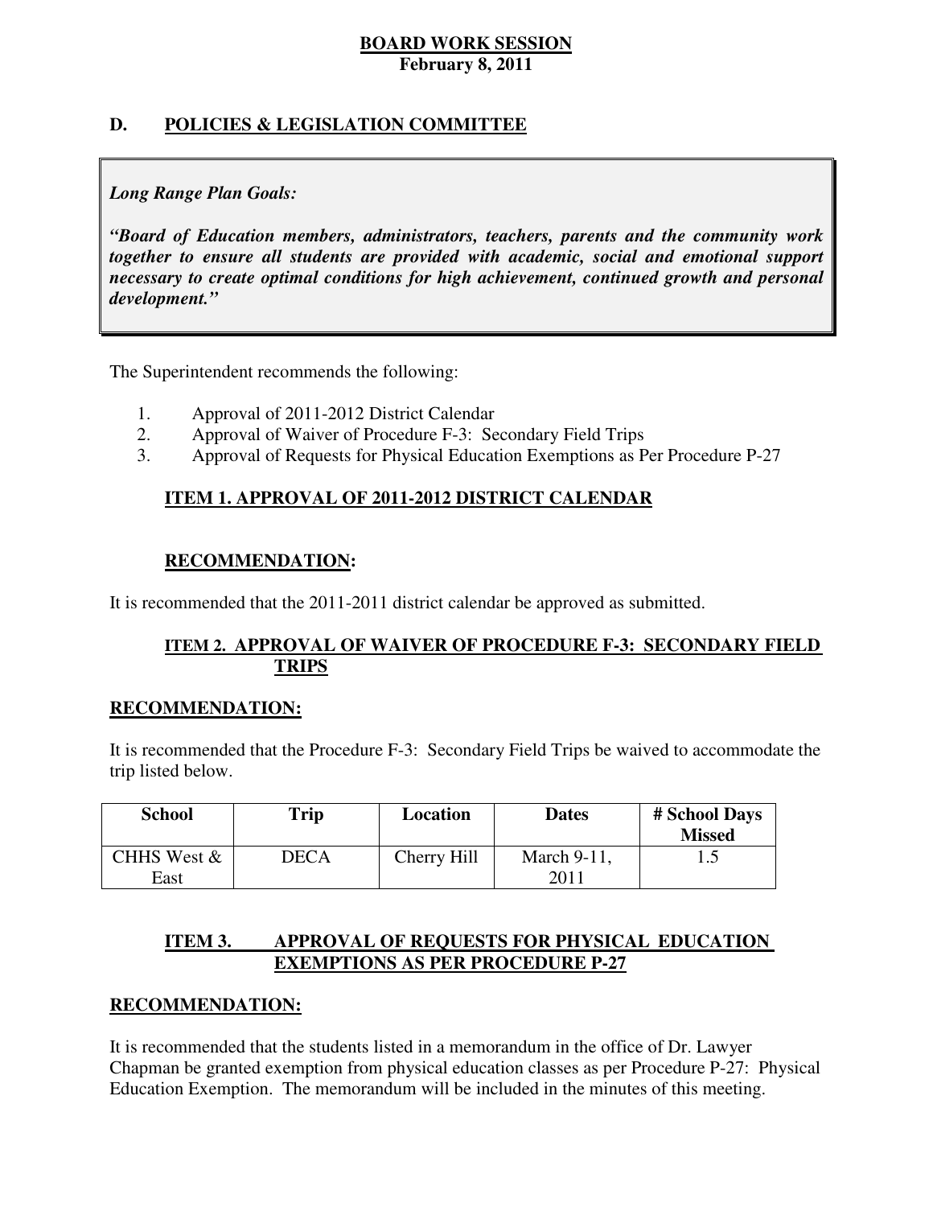**BOARD WORK SESSION**
**February 8, 2011**

## D. POLICIES & LEGISLATION COMMITTEE

> ***Long Range Plan Goals:***
>
> ***"Board of Education members, administrators, teachers, parents and the community work together to ensure all students are provided with academic, social and emotional support necessary to create optimal conditions for high achievement, continued growth and personal development."***

The Superintendent recommends the following:

1. Approval of 2011-2012 District Calendar
2. Approval of Waiver of Procedure F-3: Secondary Field Trips
3. Approval of Requests for Physical Education Exemptions as Per Procedure P-27

### ITEM 1. APPROVAL OF 2011-2012 DISTRICT CALENDAR

**RECOMMENDATION:**

It is recommended that the 2011-2011 district calendar be approved as submitted.

### ITEM 2. APPROVAL OF WAIVER OF PROCEDURE F-3: SECONDARY FIELD TRIPS

**RECOMMENDATION:**

It is recommended that the Procedure F-3: Secondary Field Trips be waived to accommodate the trip listed below.

| School | Trip | Location | Dates | # School Days Missed |
|---|---|---|---|---|
| CHHS West & East | DECA | Cherry Hill | March 9-11, 2011 | 1.5 |

### ITEM 3. APPROVAL OF REQUESTS FOR PHYSICAL EDUCATION EXEMPTIONS AS PER PROCEDURE P-27

**RECOMMENDATION:**

It is recommended that the students listed in a memorandum in the office of Dr. Lawyer Chapman be granted exemption from physical education classes as per Procedure P-27: Physical Education Exemption. The memorandum will be included in the minutes of this meeting.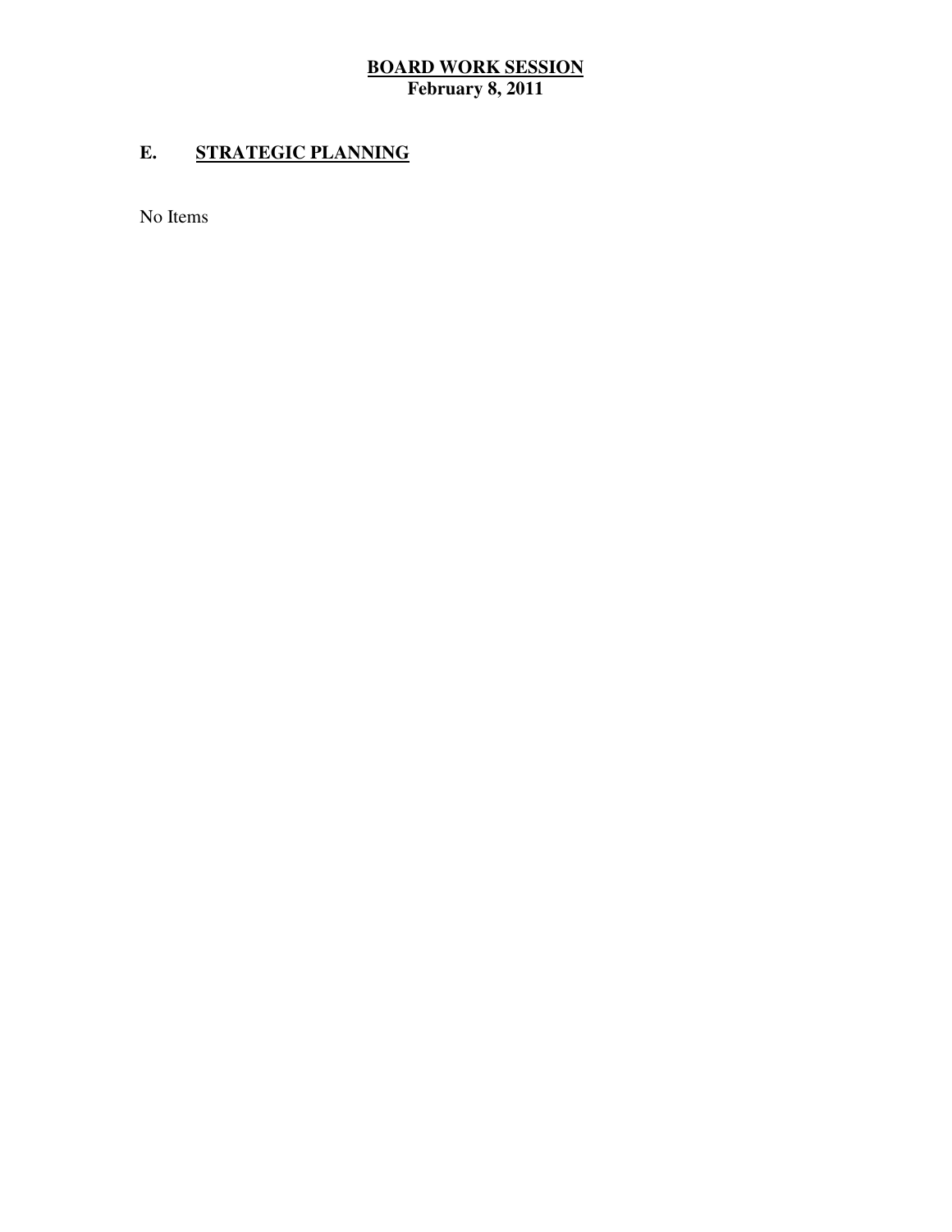**BOARD WORK SESSION**
**February 8, 2011**

## E. STRATEGIC PLANNING

No Items